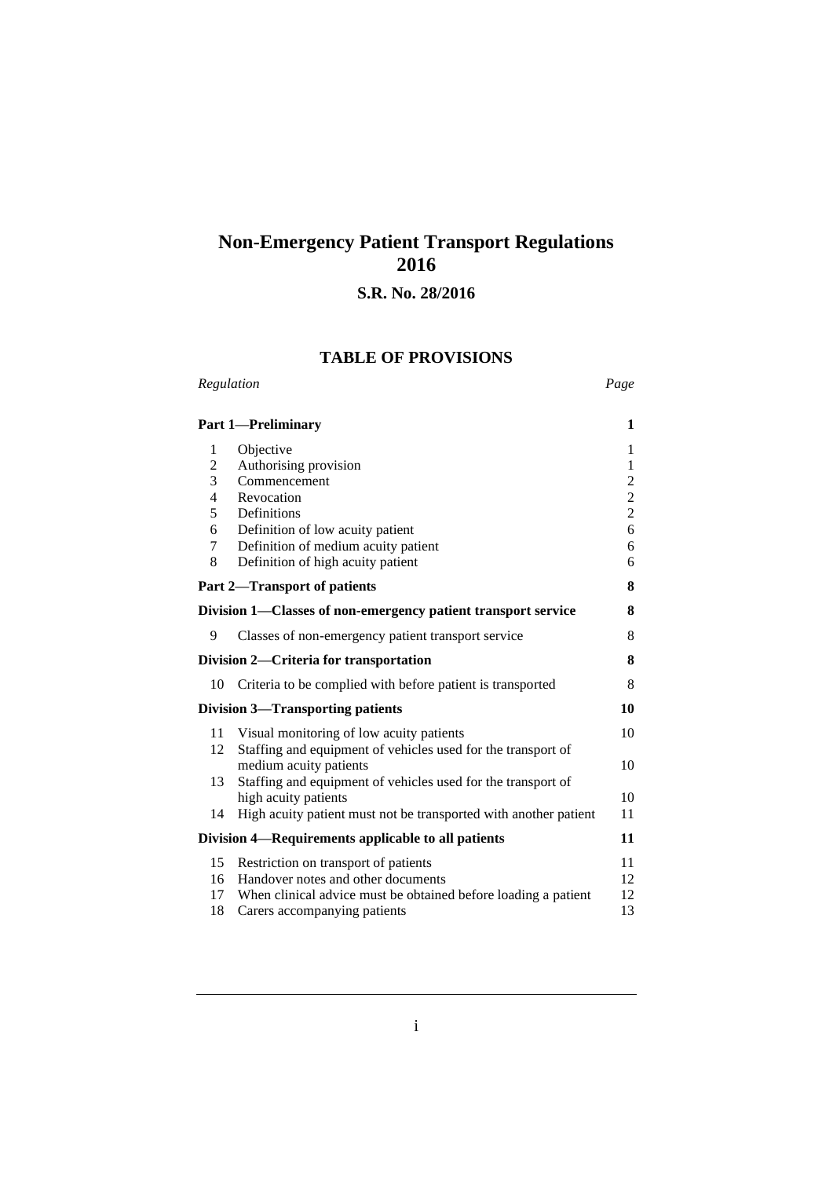# Non-Emergency Patient Transport Regulations 2016

## S.R. No. 28/2016

### TABLE OF PROVISIONS

| Regulation | | Page |
|---|---|---|
| **Part 1—Preliminary** | | **1** |
| 1 | Objective | 1 |
| 2 | Authorising provision | 1 |
| 3 | Commencement | 2 |
| 4 | Revocation | 2 |
| 5 | Definitions | 2 |
| 6 | Definition of low acuity patient | 6 |
| 7 | Definition of medium acuity patient | 6 |
| 8 | Definition of high acuity patient | 6 |
| **Part 2—Transport of patients** | | **8** |
| **Division 1—Classes of non-emergency patient transport service** | | **8** |
| 9 | Classes of non-emergency patient transport service | 8 |
| **Division 2—Criteria for transportation** | | **8** |
| 10 | Criteria to be complied with before patient is transported | 8 |
| **Division 3—Transporting patients** | | **10** |
| 11 | Visual monitoring of low acuity patients | 10 |
| 12 | Staffing and equipment of vehicles used for the transport of medium acuity patients | 10 |
| 13 | Staffing and equipment of vehicles used for the transport of high acuity patients | 10 |
| 14 | High acuity patient must not be transported with another patient | 11 |
| **Division 4—Requirements applicable to all patients** | | **11** |
| 15 | Restriction on transport of patients | 11 |
| 16 | Handover notes and other documents | 12 |
| 17 | When clinical advice must be obtained before loading a patient | 12 |
| 18 | Carers accompanying patients | 13 |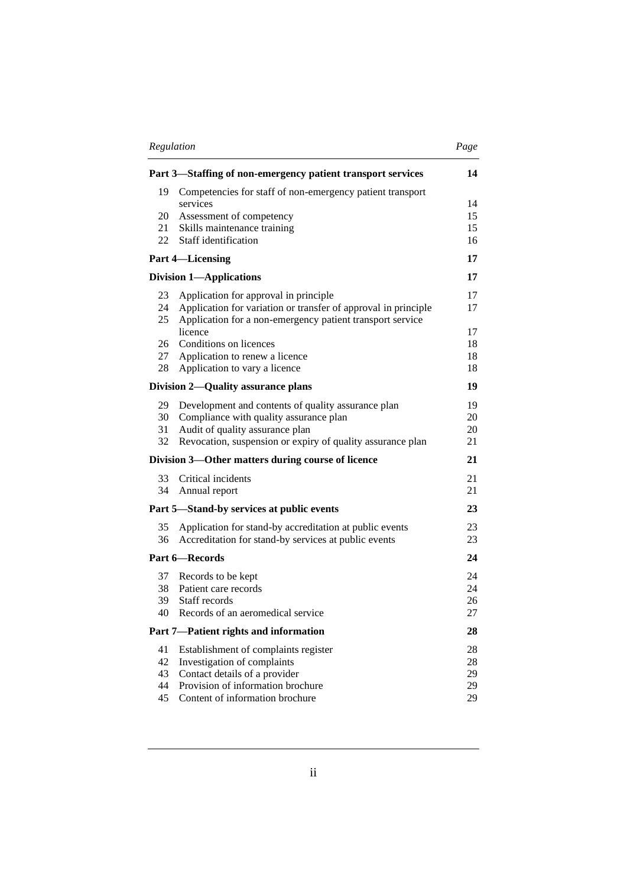| Regulation | | Page |
|---|---|---|
| **Part 3—Staffing of non-emergency patient transport services** | | **14** |
| 19 | Competencies for staff of non-emergency patient transport services | 14 |
| 20 | Assessment of competency | 15 |
| 21 | Skills maintenance training | 15 |
| 22 | Staff identification | 16 |
| **Part 4—Licensing** | | **17** |
| **Division 1—Applications** | | **17** |
| 23 | Application for approval in principle | 17 |
| 24 | Application for variation or transfer of approval in principle | 17 |
| 25 | Application for a non-emergency patient transport service licence | 17 |
| 26 | Conditions on licences | 18 |
| 27 | Application to renew a licence | 18 |
| 28 | Application to vary a licence | 18 |
| **Division 2—Quality assurance plans** | | **19** |
| 29 | Development and contents of quality assurance plan | 19 |
| 30 | Compliance with quality assurance plan | 20 |
| 31 | Audit of quality assurance plan | 20 |
| 32 | Revocation, suspension or expiry of quality assurance plan | 21 |
| **Division 3—Other matters during course of licence** | | **21** |
| 33 | Critical incidents | 21 |
| 34 | Annual report | 21 |
| **Part 5—Stand-by services at public events** | | **23** |
| 35 | Application for stand-by accreditation at public events | 23 |
| 36 | Accreditation for stand-by services at public events | 23 |
| **Part 6—Records** | | **24** |
| 37 | Records to be kept | 24 |
| 38 | Patient care records | 24 |
| 39 | Staff records | 26 |
| 40 | Records of an aeromedical service | 27 |
| **Part 7—Patient rights and information** | | **28** |
| 41 | Establishment of complaints register | 28 |
| 42 | Investigation of complaints | 28 |
| 43 | Contact details of a provider | 29 |
| 44 | Provision of information brochure | 29 |
| 45 | Content of information brochure | 29 |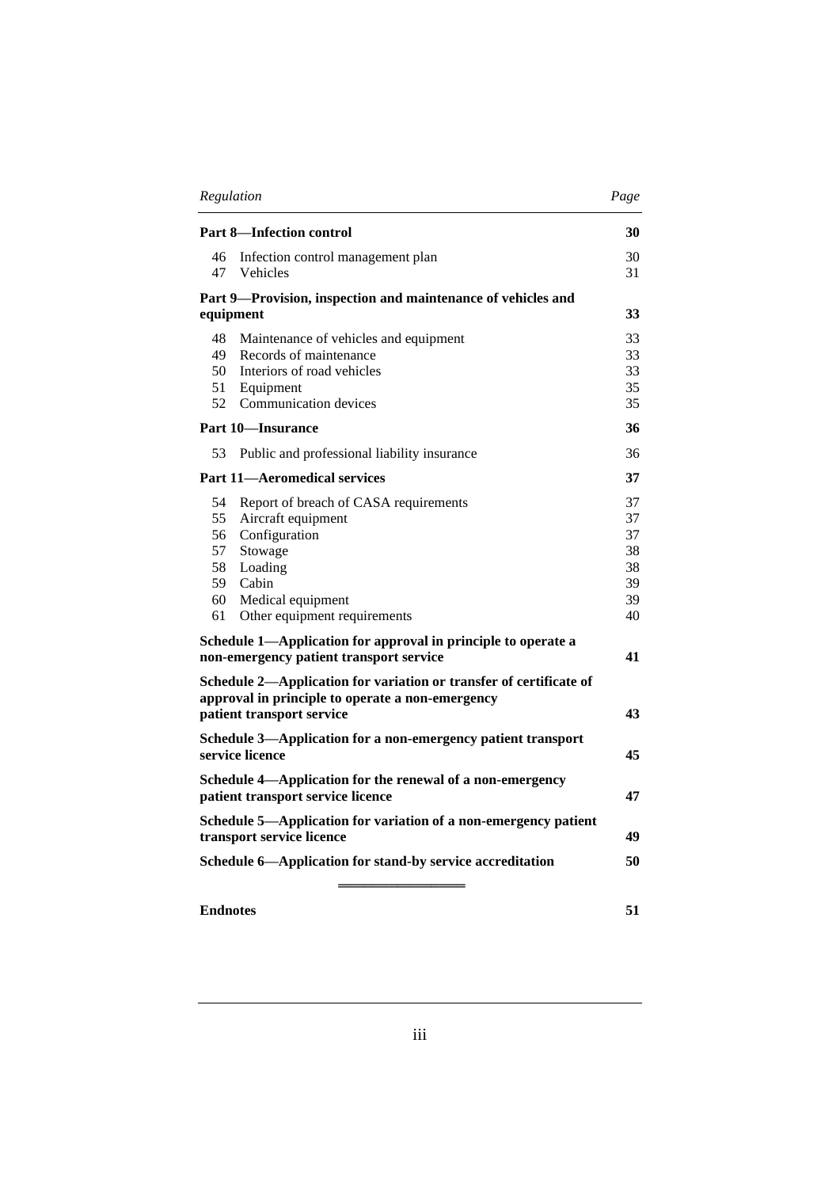| Regulation | | Page |
|---|---|---|
| **Part 8—Infection control** | | **30** |
| 46 | Infection control management plan | 30 |
| 47 | Vehicles | 31 |
| **Part 9—Provision, inspection and maintenance of vehicles and equipment** | | **33** |
| 48 | Maintenance of vehicles and equipment | 33 |
| 49 | Records of maintenance | 33 |
| 50 | Interiors of road vehicles | 33 |
| 51 | Equipment | 35 |
| 52 | Communication devices | 35 |
| **Part 10—Insurance** | | **36** |
| 53 | Public and professional liability insurance | 36 |
| **Part 11—Aeromedical services** | | **37** |
| 54 | Report of breach of CASA requirements | 37 |
| 55 | Aircraft equipment | 37 |
| 56 | Configuration | 37 |
| 57 | Stowage | 38 |
| 58 | Loading | 38 |
| 59 | Cabin | 39 |
| 60 | Medical equipment | 39 |
| 61 | Other equipment requirements | 40 |
| **Schedule 1—Application for approval in principle to operate a non-emergency patient transport service** | | **41** |
| **Schedule 2—Application for variation or transfer of certificate of approval in principle to operate a non-emergency patient transport service** | | **43** |
| **Schedule 3—Application for a non-emergency patient transport service licence** | | **45** |
| **Schedule 4—Application for the renewal of a non-emergency patient transport service licence** | | **47** |
| **Schedule 5—Application for variation of a non-emergency patient transport service licence** | | **49** |
| **Schedule 6—Application for stand-by service accreditation** | | **50** |
| **Endnotes** | | **51** |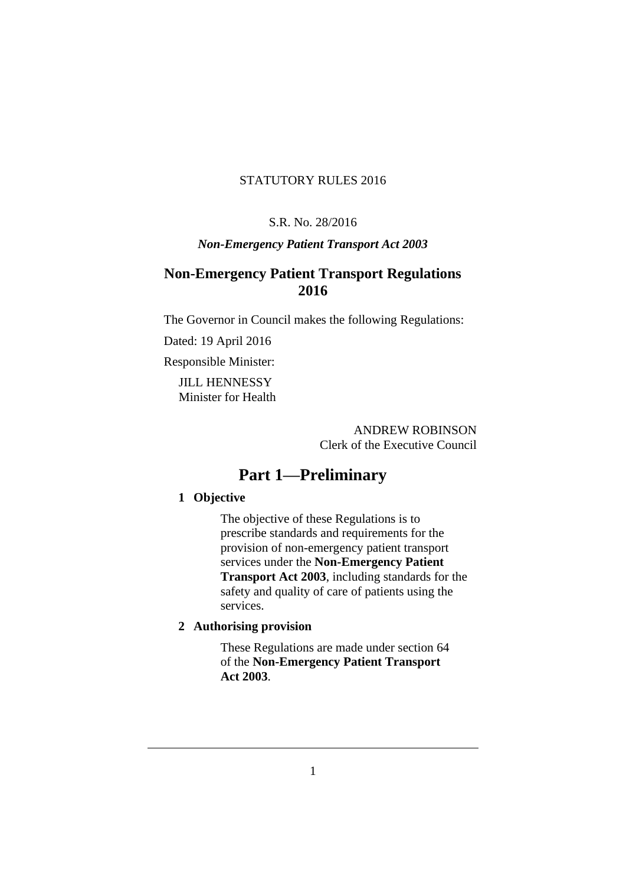STATUTORY RULES 2016

S.R. No. 28/2016

***Non-Emergency Patient Transport Act 2003***

# Non-Emergency Patient Transport Regulations 2016

The Governor in Council makes the following Regulations:

Dated: 19 April 2016

Responsible Minister:

JILL HENNESSY
Minister for Health

ANDREW ROBINSON
Clerk of the Executive Council

## Part 1—Preliminary

### 1 Objective

The objective of these Regulations is to prescribe standards and requirements for the provision of non-emergency patient transport services under the **Non-Emergency Patient Transport Act 2003**, including standards for the safety and quality of care of patients using the services.

### 2 Authorising provision

These Regulations are made under section 64 of the **Non-Emergency Patient Transport Act 2003**.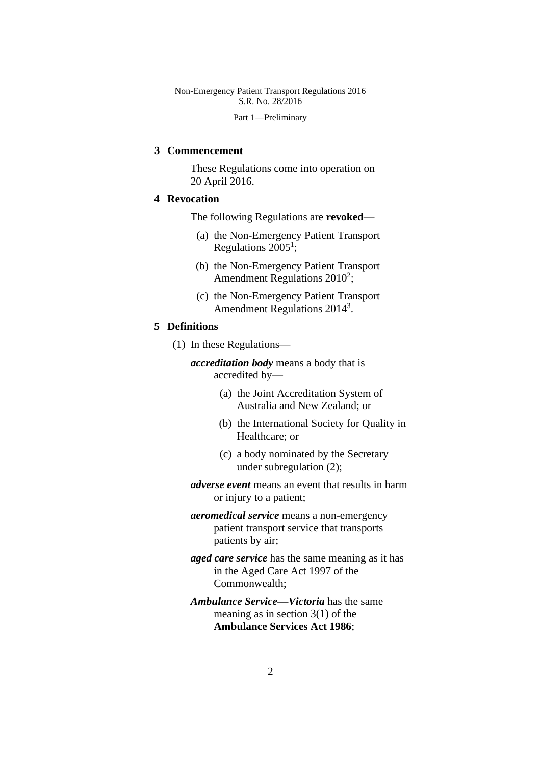## 3 Commencement

These Regulations come into operation on 20 April 2016.

## 4 Revocation

The following Regulations are **revoked**—

(a) the Non-Emergency Patient Transport Regulations 2005[1];

(b) the Non-Emergency Patient Transport Amendment Regulations 2010[2];

(c) the Non-Emergency Patient Transport Amendment Regulations 2014[3].

## 5 Definitions

(1) In these Regulations—

***accreditation body*** means a body that is accredited by—

(a) the Joint Accreditation System of Australia and New Zealand; or

(b) the International Society for Quality in Healthcare; or

(c) a body nominated by the Secretary under subregulation (2);

***adverse event*** means an event that results in harm or injury to a patient;

***aeromedical service*** means a non-emergency patient transport service that transports patients by air;

***aged care service*** has the same meaning as it has in the Aged Care Act 1997 of the Commonwealth;

***Ambulance Service—Victoria*** has the same meaning as in section 3(1) of the **Ambulance Services Act 1986**;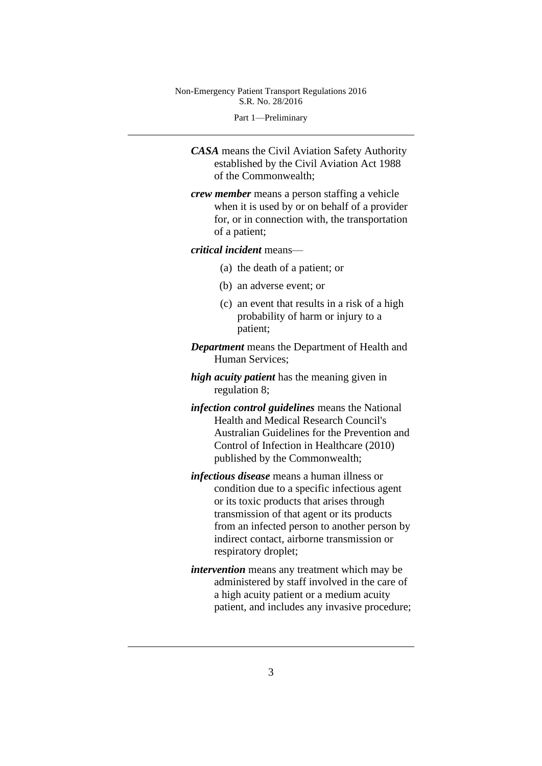***CASA*** means the Civil Aviation Safety Authority established by the Civil Aviation Act 1988 of the Commonwealth;

***crew member*** means a person staffing a vehicle when it is used by or on behalf of a provider for, or in connection with, the transportation of a patient;

***critical incident*** means—

(a) the death of a patient; or

(b) an adverse event; or

(c) an event that results in a risk of a high probability of harm or injury to a patient;

***Department*** means the Department of Health and Human Services;

***high acuity patient*** has the meaning given in regulation 8;

***infection control guidelines*** means the National Health and Medical Research Council's Australian Guidelines for the Prevention and Control of Infection in Healthcare (2010) published by the Commonwealth;

***infectious disease*** means a human illness or condition due to a specific infectious agent or its toxic products that arises through transmission of that agent or its products from an infected person to another person by indirect contact, airborne transmission or respiratory droplet;

***intervention*** means any treatment which may be administered by staff involved in the care of a high acuity patient or a medium acuity patient, and includes any invasive procedure;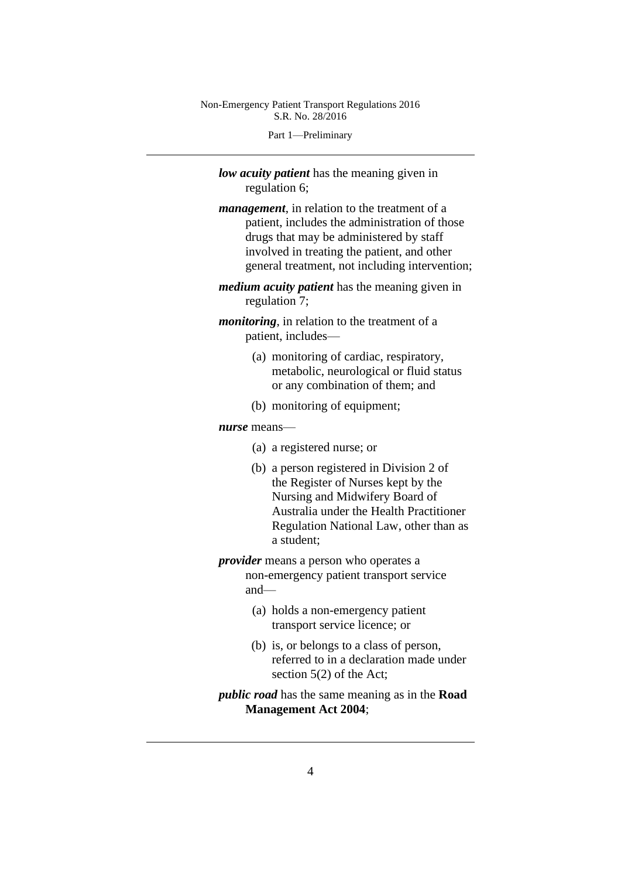***low acuity patient*** has the meaning given in regulation 6;

***management***, in relation to the treatment of a patient, includes the administration of those drugs that may be administered by staff involved in treating the patient, and other general treatment, not including intervention;

***medium acuity patient*** has the meaning given in regulation 7;

***monitoring***, in relation to the treatment of a patient, includes—

(a) monitoring of cardiac, respiratory, metabolic, neurological or fluid status or any combination of them; and

(b) monitoring of equipment;

***nurse*** means—

(a) a registered nurse; or

(b) a person registered in Division 2 of the Register of Nurses kept by the Nursing and Midwifery Board of Australia under the Health Practitioner Regulation National Law, other than as a student;

***provider*** means a person who operates a non-emergency patient transport service and—

(a) holds a non-emergency patient transport service licence; or

(b) is, or belongs to a class of person, referred to in a declaration made under section 5(2) of the Act;

***public road*** has the same meaning as in the **Road Management Act 2004**;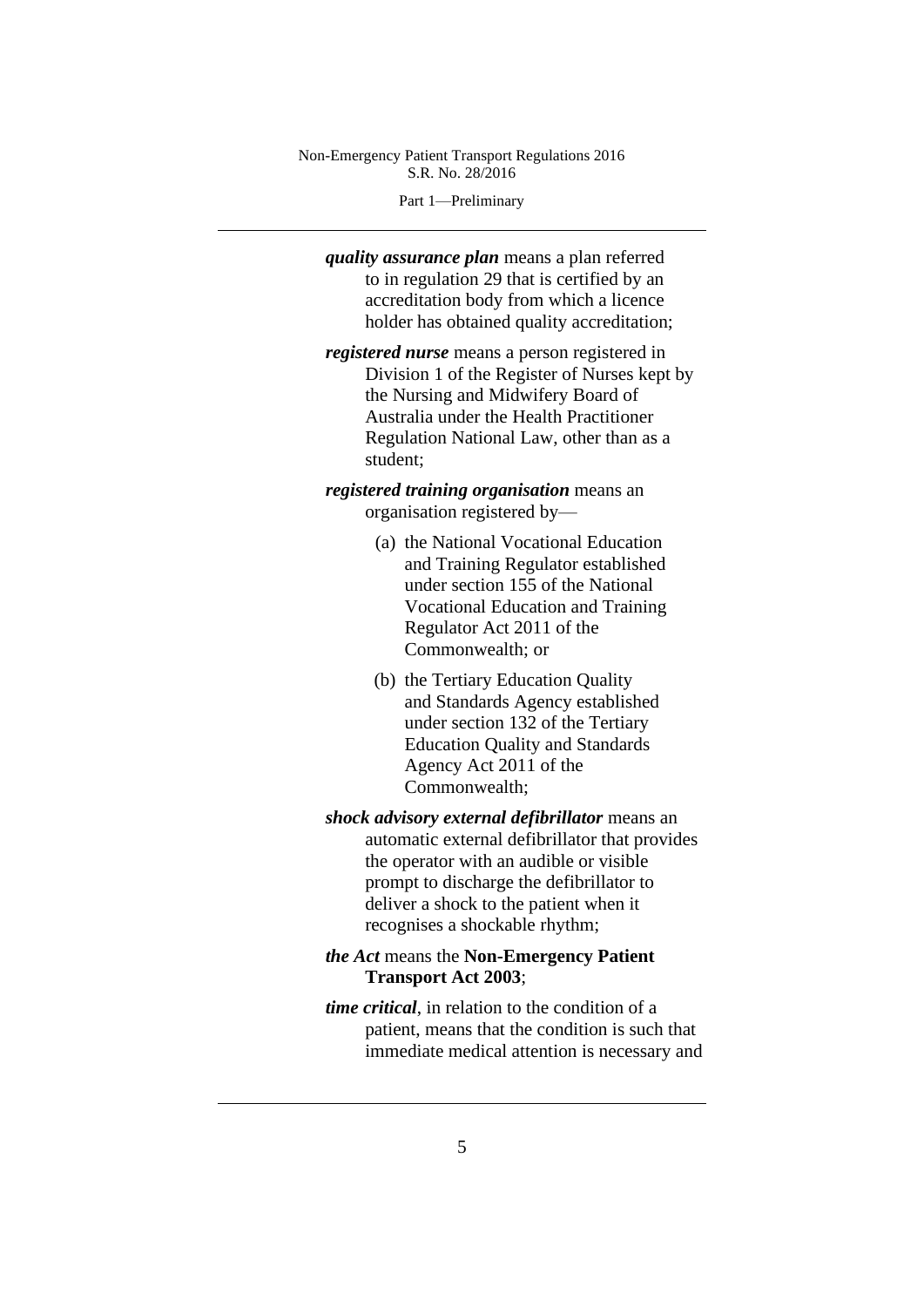***quality assurance plan*** means a plan referred to in regulation 29 that is certified by an accreditation body from which a licence holder has obtained quality accreditation;

***registered nurse*** means a person registered in Division 1 of the Register of Nurses kept by the Nursing and Midwifery Board of Australia under the Health Practitioner Regulation National Law, other than as a student;

***registered training organisation*** means an organisation registered by—

(a) the National Vocational Education and Training Regulator established under section 155 of the National Vocational Education and Training Regulator Act 2011 of the Commonwealth; or

(b) the Tertiary Education Quality and Standards Agency established under section 132 of the Tertiary Education Quality and Standards Agency Act 2011 of the Commonwealth;

***shock advisory external defibrillator*** means an automatic external defibrillator that provides the operator with an audible or visible prompt to discharge the defibrillator to deliver a shock to the patient when it recognises a shockable rhythm;

***the Act*** means the **Non-Emergency Patient Transport Act 2003**;

***time critical***, in relation to the condition of a patient, means that the condition is such that immediate medical attention is necessary and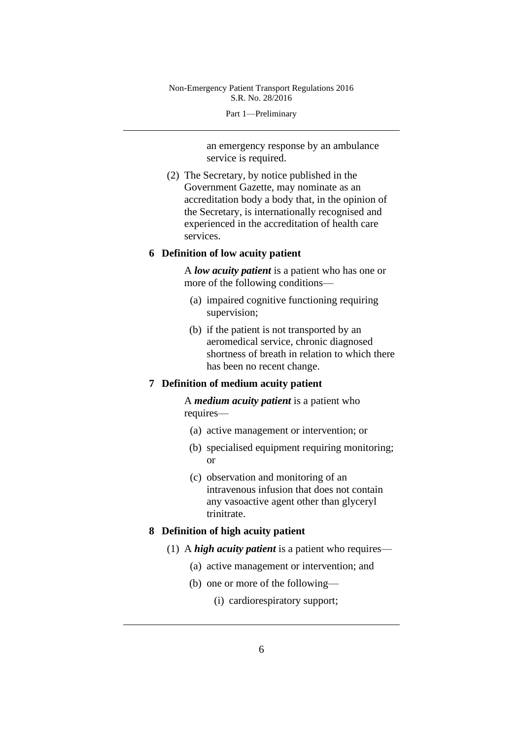an emergency response by an ambulance service is required.

(2) The Secretary, by notice published in the Government Gazette, may nominate as an accreditation body a body that, in the opinion of the Secretary, is internationally recognised and experienced in the accreditation of health care services.

## 6 Definition of low acuity patient

A ***low acuity patient*** is a patient who has one or more of the following conditions—

(a) impaired cognitive functioning requiring supervision;

(b) if the patient is not transported by an aeromedical service, chronic diagnosed shortness of breath in relation to which there has been no recent change.

## 7 Definition of medium acuity patient

A ***medium acuity patient*** is a patient who requires—

(a) active management or intervention; or

(b) specialised equipment requiring monitoring; or

(c) observation and monitoring of an intravenous infusion that does not contain any vasoactive agent other than glyceryl trinitrate.

## 8 Definition of high acuity patient

(1) A ***high acuity patient*** is a patient who requires—

(a) active management or intervention; and

(b) one or more of the following—

(i) cardiorespiratory support;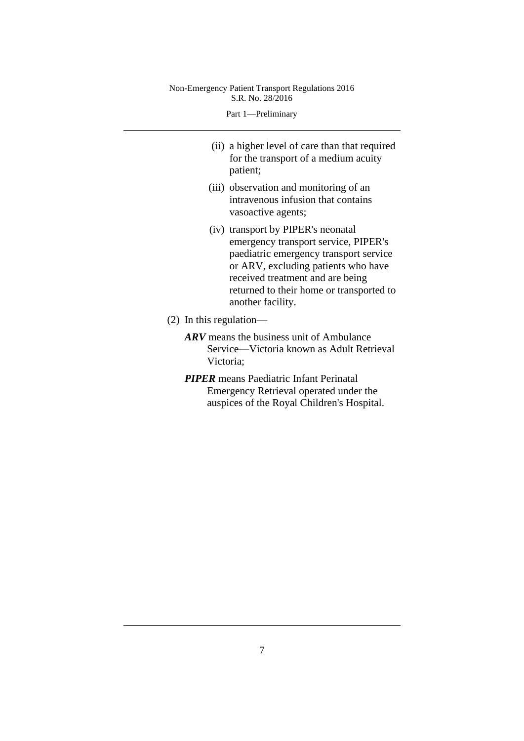(ii) a higher level of care than that required for the transport of a medium acuity patient;

(iii) observation and monitoring of an intravenous infusion that contains vasoactive agents;

(iv) transport by PIPER's neonatal emergency transport service, PIPER's paediatric emergency transport service or ARV, excluding patients who have received treatment and are being returned to their home or transported to another facility.

(2) In this regulation—

***ARV*** means the business unit of Ambulance Service—Victoria known as Adult Retrieval Victoria;

***PIPER*** means Paediatric Infant Perinatal Emergency Retrieval operated under the auspices of the Royal Children's Hospital.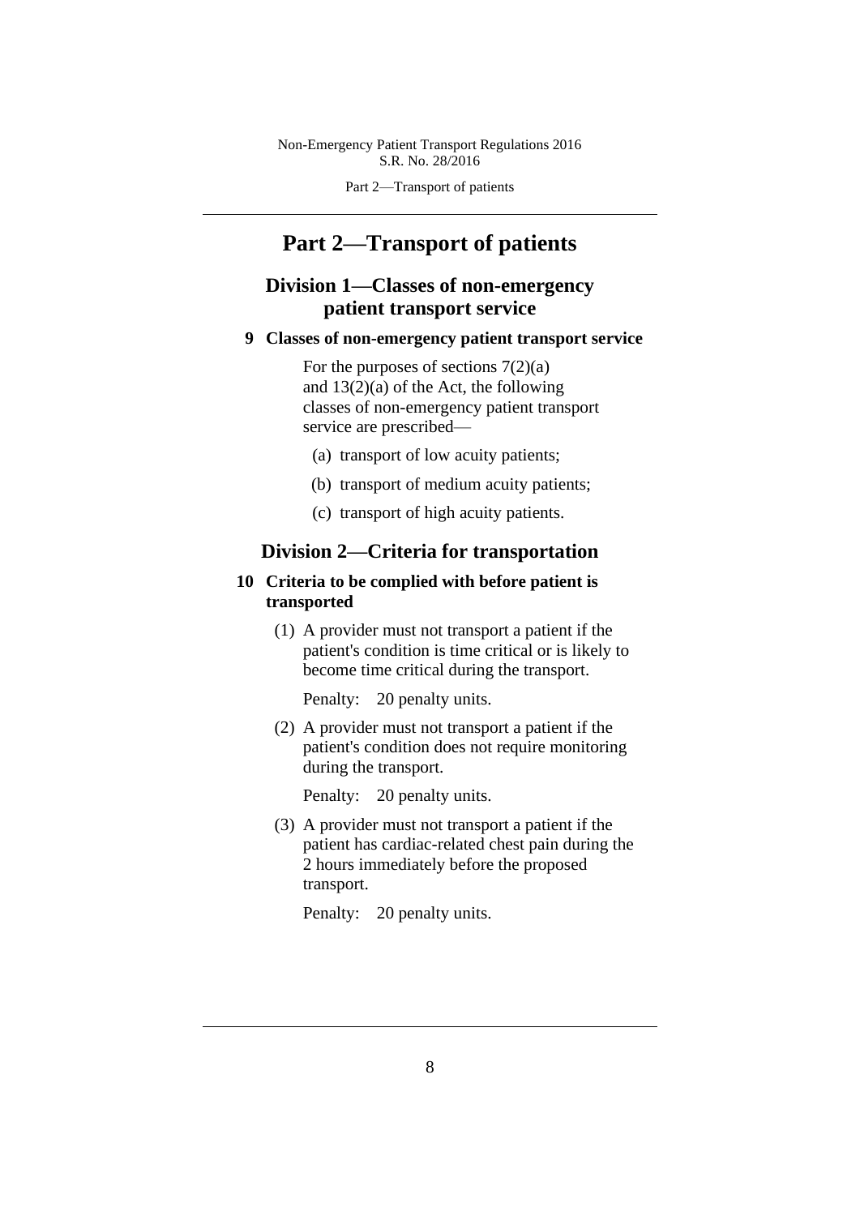# Part 2—Transport of patients

## Division 1—Classes of non-emergency patient transport service

### 9 Classes of non-emergency patient transport service

For the purposes of sections 7(2)(a) and 13(2)(a) of the Act, the following classes of non-emergency patient transport service are prescribed—

(a) transport of low acuity patients;

(b) transport of medium acuity patients;

(c) transport of high acuity patients.

## Division 2—Criteria for transportation

### 10 Criteria to be complied with before patient is transported

(1) A provider must not transport a patient if the patient's condition is time critical or is likely to become time critical during the transport.

Penalty: 20 penalty units.

(2) A provider must not transport a patient if the patient's condition does not require monitoring during the transport.

Penalty: 20 penalty units.

(3) A provider must not transport a patient if the patient has cardiac-related chest pain during the 2 hours immediately before the proposed transport.

Penalty: 20 penalty units.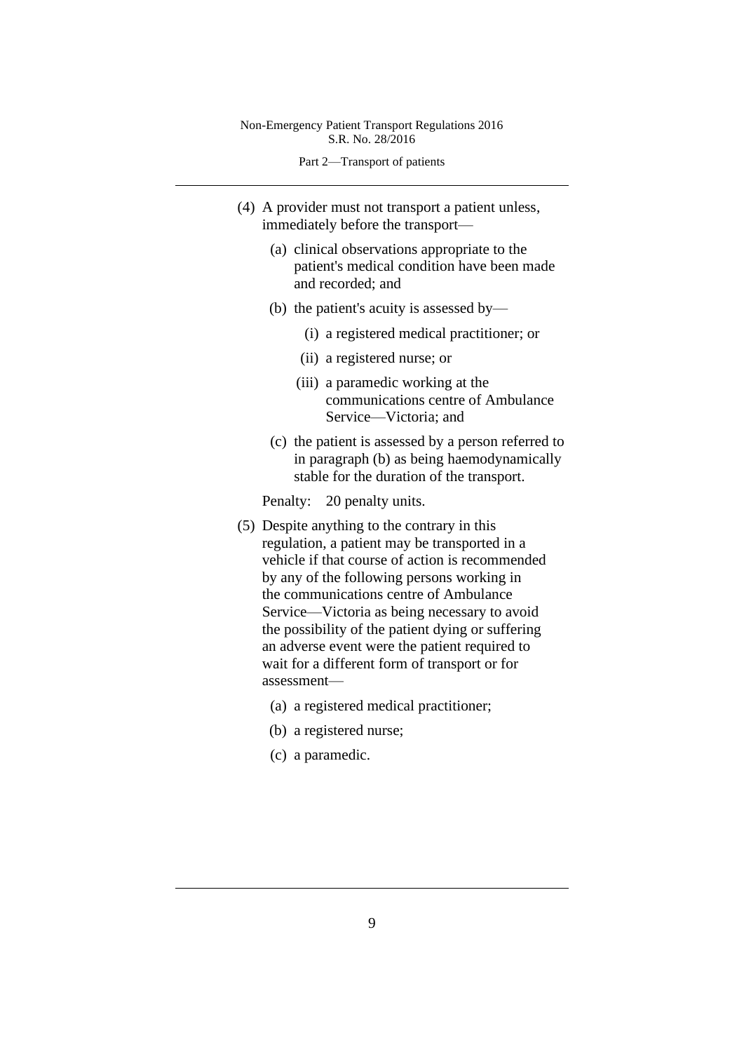(4) A provider must not transport a patient unless, immediately before the transport—

  (a) clinical observations appropriate to the patient's medical condition have been made and recorded; and

  (b) the patient's acuity is assessed by—

    (i) a registered medical practitioner; or

    (ii) a registered nurse; or

    (iii) a paramedic working at the communications centre of Ambulance Service—Victoria; and

  (c) the patient is assessed by a person referred to in paragraph (b) as being haemodynamically stable for the duration of the transport.

Penalty: 20 penalty units.

(5) Despite anything to the contrary in this regulation, a patient may be transported in a vehicle if that course of action is recommended by any of the following persons working in the communications centre of Ambulance Service—Victoria as being necessary to avoid the possibility of the patient dying or suffering an adverse event were the patient required to wait for a different form of transport or for assessment—

  (a) a registered medical practitioner;

  (b) a registered nurse;

  (c) a paramedic.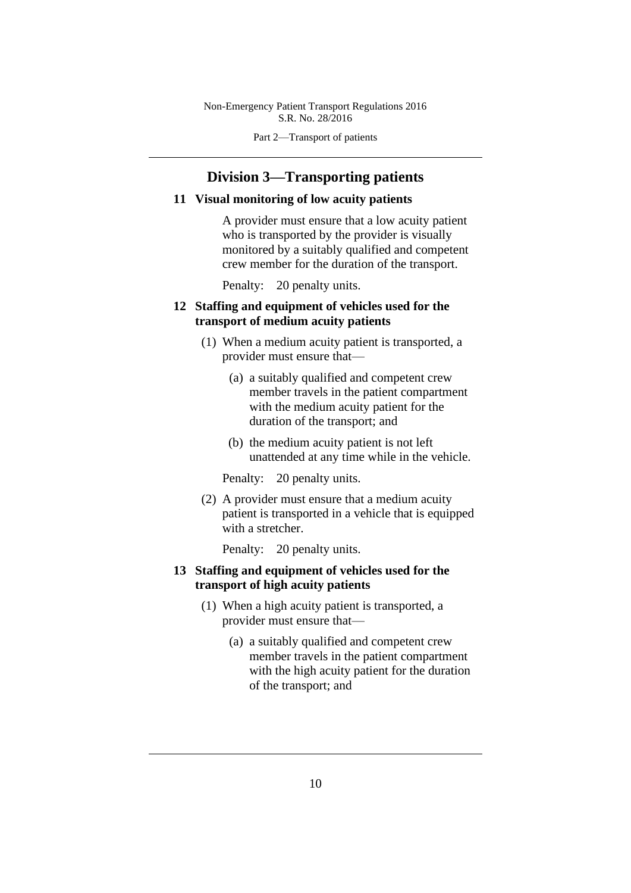## Division 3—Transporting patients

### 11 Visual monitoring of low acuity patients

A provider must ensure that a low acuity patient who is transported by the provider is visually monitored by a suitably qualified and competent crew member for the duration of the transport.

Penalty: 20 penalty units.

### 12 Staffing and equipment of vehicles used for the transport of medium acuity patients

(1) When a medium acuity patient is transported, a provider must ensure that—

(a) a suitably qualified and competent crew member travels in the patient compartment with the medium acuity patient for the duration of the transport; and

(b) the medium acuity patient is not left unattended at any time while in the vehicle.

Penalty: 20 penalty units.

(2) A provider must ensure that a medium acuity patient is transported in a vehicle that is equipped with a stretcher.

Penalty: 20 penalty units.

### 13 Staffing and equipment of vehicles used for the transport of high acuity patients

(1) When a high acuity patient is transported, a provider must ensure that—

(a) a suitably qualified and competent crew member travels in the patient compartment with the high acuity patient for the duration of the transport; and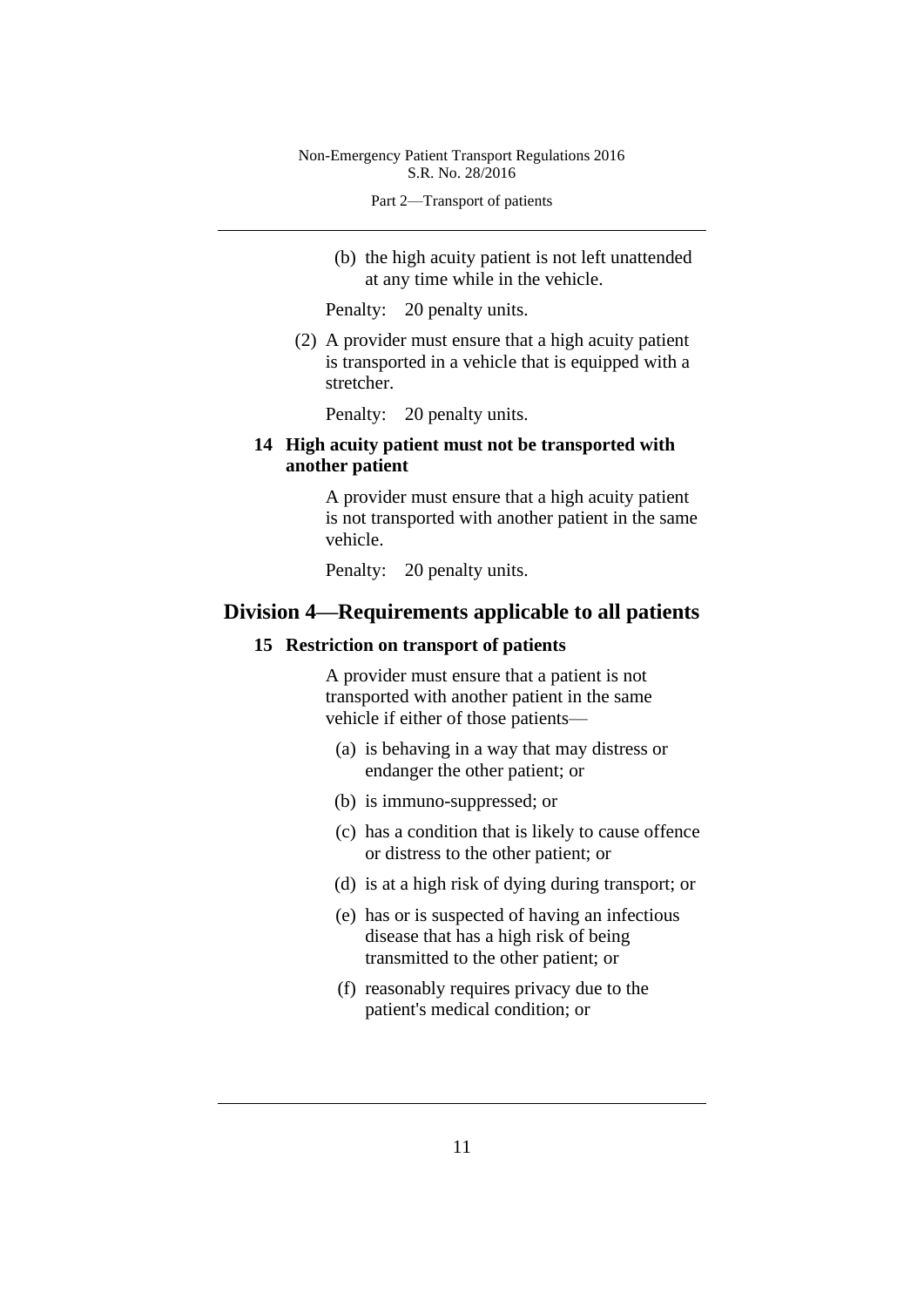(b) the high acuity patient is not left unattended at any time while in the vehicle.

Penalty: 20 penalty units.

(2) A provider must ensure that a high acuity patient is transported in a vehicle that is equipped with a stretcher.

Penalty: 20 penalty units.

**14 High acuity patient must not be transported with another patient**

A provider must ensure that a high acuity patient is not transported with another patient in the same vehicle.

Penalty: 20 penalty units.

## Division 4—Requirements applicable to all patients

**15 Restriction on transport of patients**

A provider must ensure that a patient is not transported with another patient in the same vehicle if either of those patients—

(a) is behaving in a way that may distress or endanger the other patient; or

(b) is immuno-suppressed; or

(c) has a condition that is likely to cause offence or distress to the other patient; or

(d) is at a high risk of dying during transport; or

(e) has or is suspected of having an infectious disease that has a high risk of being transmitted to the other patient; or

(f) reasonably requires privacy due to the patient's medical condition; or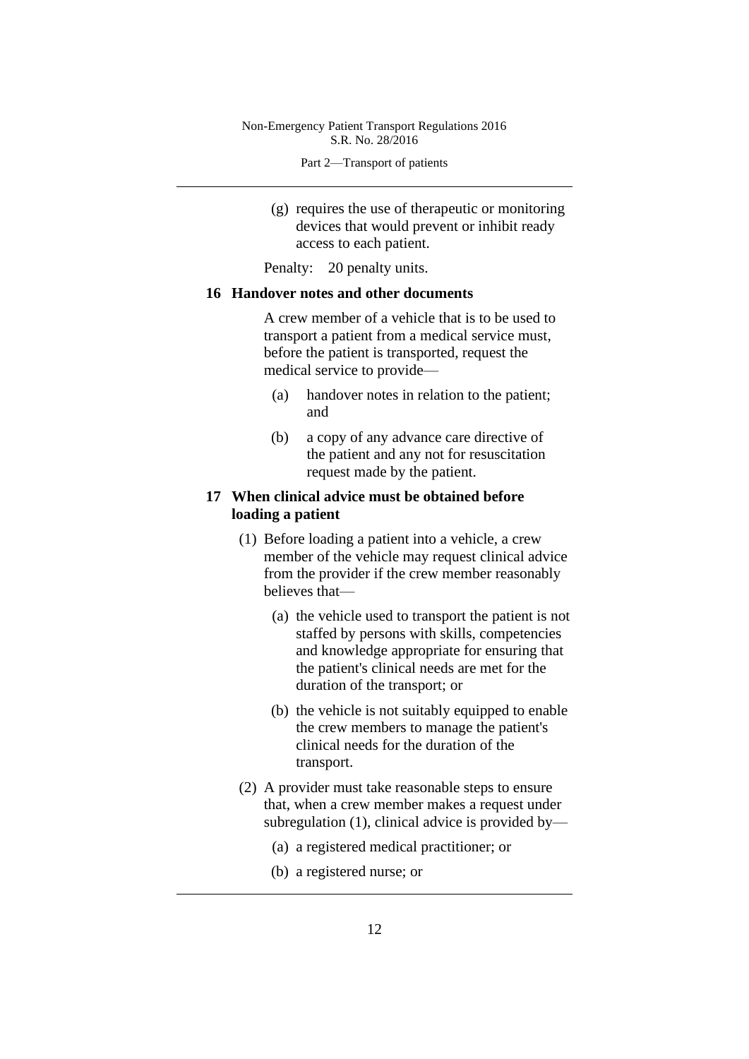(g) requires the use of therapeutic or monitoring devices that would prevent or inhibit ready access to each patient.

Penalty: 20 penalty units.

### 16 Handover notes and other documents

A crew member of a vehicle that is to be used to transport a patient from a medical service must, before the patient is transported, request the medical service to provide—

(a) handover notes in relation to the patient; and

(b) a copy of any advance care directive of the patient and any not for resuscitation request made by the patient.

### 17 When clinical advice must be obtained before loading a patient

(1) Before loading a patient into a vehicle, a crew member of the vehicle may request clinical advice from the provider if the crew member reasonably believes that—

(a) the vehicle used to transport the patient is not staffed by persons with skills, competencies and knowledge appropriate for ensuring that the patient's clinical needs are met for the duration of the transport; or

(b) the vehicle is not suitably equipped to enable the crew members to manage the patient's clinical needs for the duration of the transport.

(2) A provider must take reasonable steps to ensure that, when a crew member makes a request under subregulation (1), clinical advice is provided by—

(a) a registered medical practitioner; or

(b) a registered nurse; or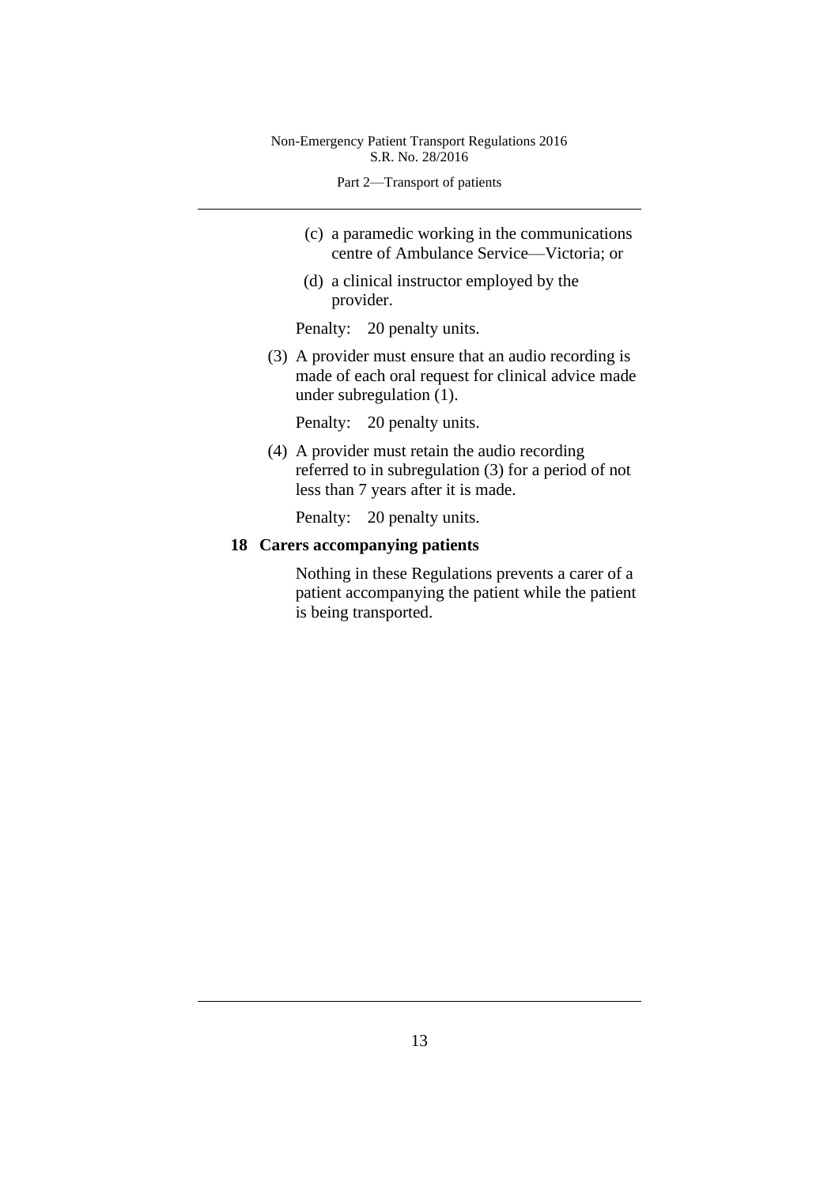(c) a paramedic working in the communications centre of Ambulance Service—Victoria; or

(d) a clinical instructor employed by the provider.

Penalty: 20 penalty units.

(3) A provider must ensure that an audio recording is made of each oral request for clinical advice made under subregulation (1).

Penalty: 20 penalty units.

(4) A provider must retain the audio recording referred to in subregulation (3) for a period of not less than 7 years after it is made.

Penalty: 20 penalty units.

**18 Carers accompanying patients**

Nothing in these Regulations prevents a carer of a patient accompanying the patient while the patient is being transported.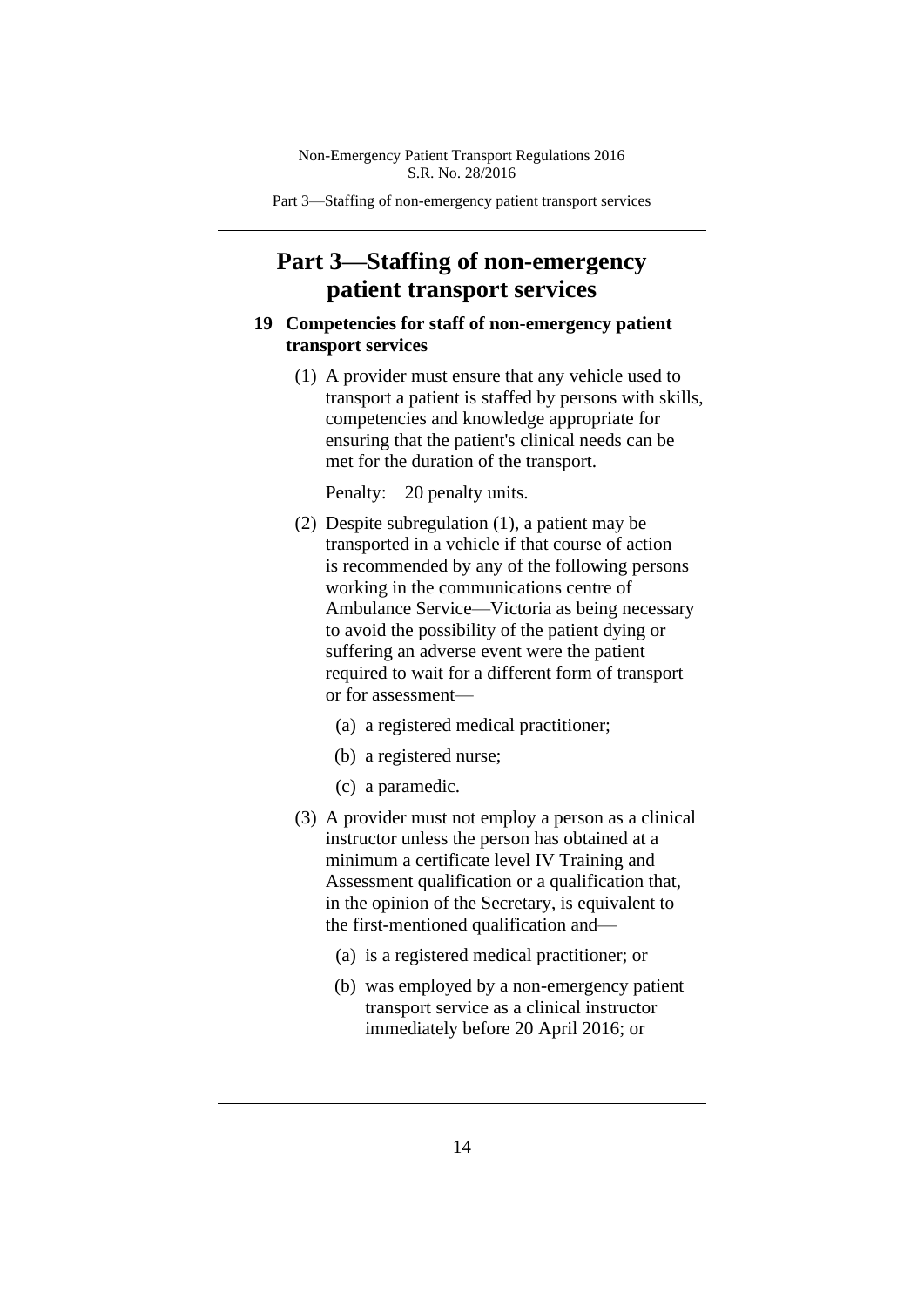# Part 3—Staffing of non-emergency patient transport services

## 19 Competencies for staff of non-emergency patient transport services

(1) A provider must ensure that any vehicle used to transport a patient is staffed by persons with skills, competencies and knowledge appropriate for ensuring that the patient's clinical needs can be met for the duration of the transport.

Penalty: 20 penalty units.

(2) Despite subregulation (1), a patient may be transported in a vehicle if that course of action is recommended by any of the following persons working in the communications centre of Ambulance Service—Victoria as being necessary to avoid the possibility of the patient dying or suffering an adverse event were the patient required to wait for a different form of transport or for assessment—

(a) a registered medical practitioner;

(b) a registered nurse;

(c) a paramedic.

(3) A provider must not employ a person as a clinical instructor unless the person has obtained at a minimum a certificate level IV Training and Assessment qualification or a qualification that, in the opinion of the Secretary, is equivalent to the first-mentioned qualification and—

(a) is a registered medical practitioner; or

(b) was employed by a non-emergency patient transport service as a clinical instructor immediately before 20 April 2016; or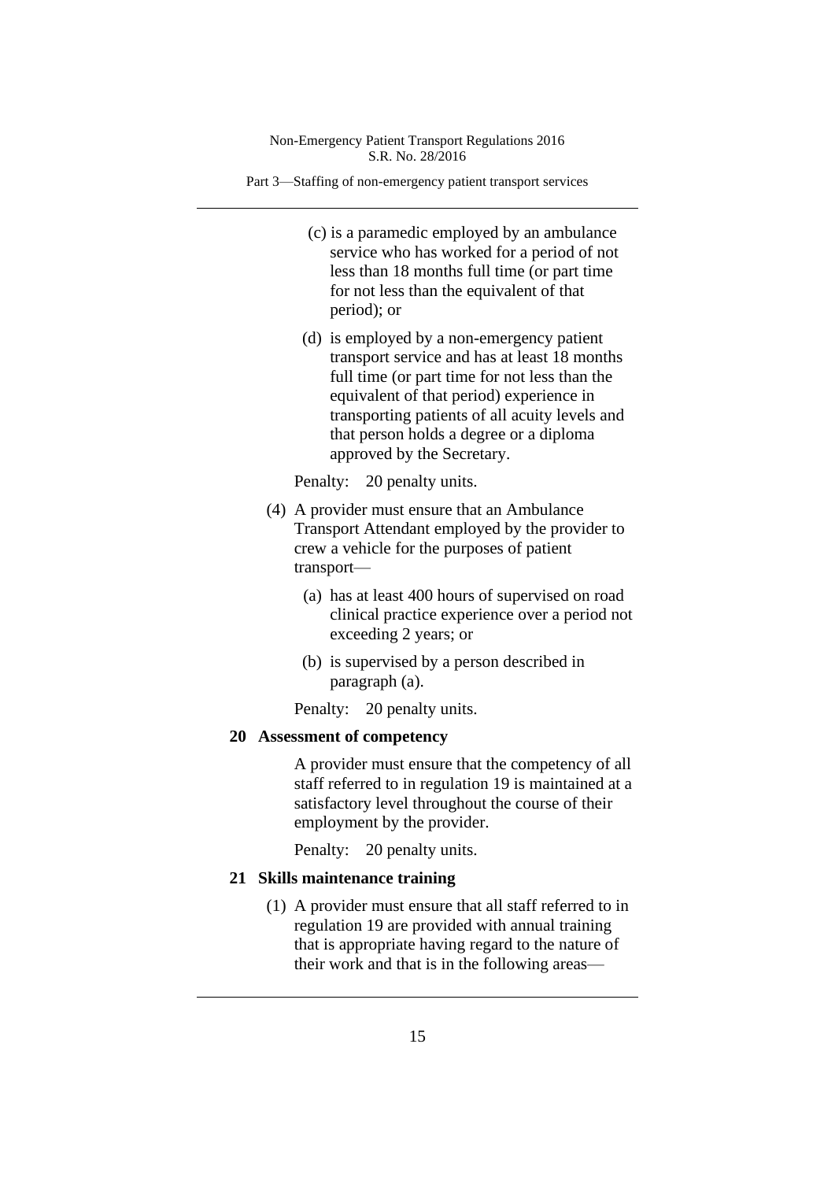(c) is a paramedic employed by an ambulance service who has worked for a period of not less than 18 months full time (or part time for not less than the equivalent of that period); or

(d) is employed by a non-emergency patient transport service and has at least 18 months full time (or part time for not less than the equivalent of that period) experience in transporting patients of all acuity levels and that person holds a degree or a diploma approved by the Secretary.

Penalty: 20 penalty units.

(4) A provider must ensure that an Ambulance Transport Attendant employed by the provider to crew a vehicle for the purposes of patient transport—

(a) has at least 400 hours of supervised on road clinical practice experience over a period not exceeding 2 years; or

(b) is supervised by a person described in paragraph (a).

Penalty: 20 penalty units.

**20 Assessment of competency**

A provider must ensure that the competency of all staff referred to in regulation 19 is maintained at a satisfactory level throughout the course of their employment by the provider.

Penalty: 20 penalty units.

**21 Skills maintenance training**

(1) A provider must ensure that all staff referred to in regulation 19 are provided with annual training that is appropriate having regard to the nature of their work and that is in the following areas—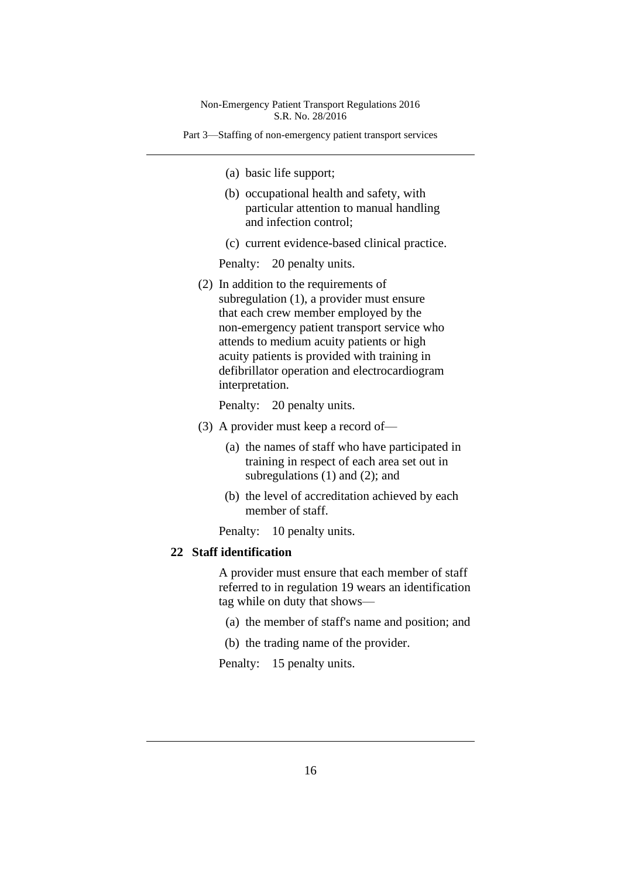(a) basic life support;

(b) occupational health and safety, with particular attention to manual handling and infection control;

(c) current evidence-based clinical practice.

Penalty: 20 penalty units.

(2) In addition to the requirements of subregulation (1), a provider must ensure that each crew member employed by the non-emergency patient transport service who attends to medium acuity patients or high acuity patients is provided with training in defibrillator operation and electrocardiogram interpretation.

Penalty: 20 penalty units.

(3) A provider must keep a record of—

(a) the names of staff who have participated in training in respect of each area set out in subregulations (1) and (2); and

(b) the level of accreditation achieved by each member of staff.

Penalty: 10 penalty units.

**22 Staff identification**

A provider must ensure that each member of staff referred to in regulation 19 wears an identification tag while on duty that shows—

(a) the member of staff's name and position; and

(b) the trading name of the provider.

Penalty: 15 penalty units.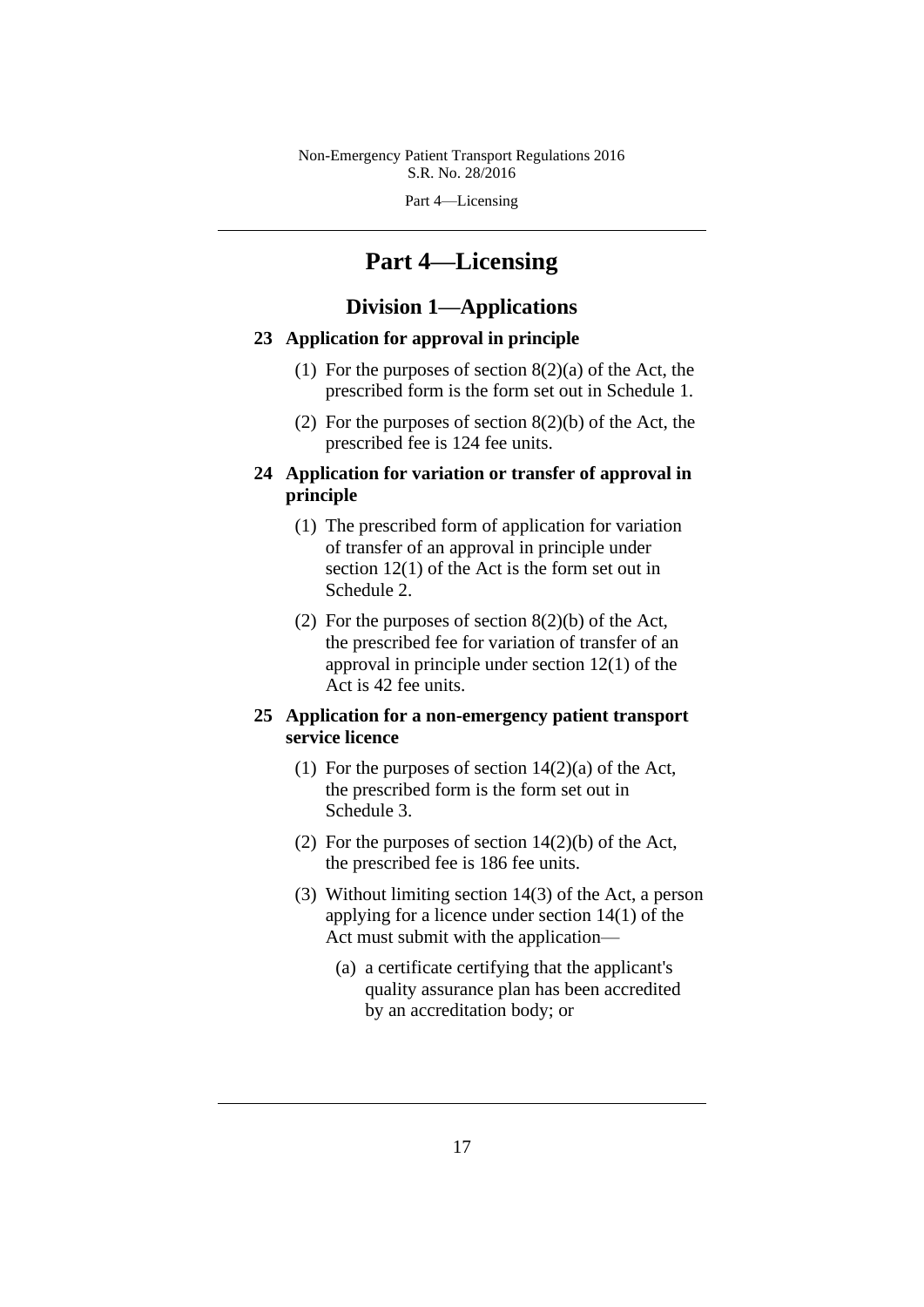# Part 4—Licensing

## Division 1—Applications

### 23 Application for approval in principle

(1) For the purposes of section 8(2)(a) of the Act, the prescribed form is the form set out in Schedule 1.

(2) For the purposes of section 8(2)(b) of the Act, the prescribed fee is 124 fee units.

### 24 Application for variation or transfer of approval in principle

(1) The prescribed form of application for variation of transfer of an approval in principle under section 12(1) of the Act is the form set out in Schedule 2.

(2) For the purposes of section 8(2)(b) of the Act, the prescribed fee for variation of transfer of an approval in principle under section 12(1) of the Act is 42 fee units.

### 25 Application for a non-emergency patient transport service licence

(1) For the purposes of section 14(2)(a) of the Act, the prescribed form is the form set out in Schedule 3.

(2) For the purposes of section 14(2)(b) of the Act, the prescribed fee is 186 fee units.

(3) Without limiting section 14(3) of the Act, a person applying for a licence under section 14(1) of the Act must submit with the application—

(a) a certificate certifying that the applicant's quality assurance plan has been accredited by an accreditation body; or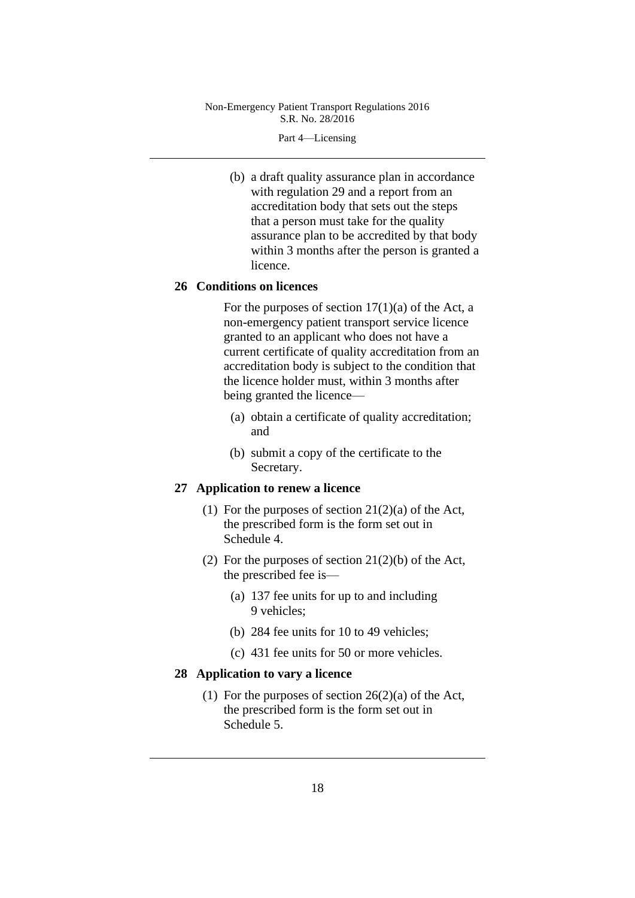(b) a draft quality assurance plan in accordance with regulation 29 and a report from an accreditation body that sets out the steps that a person must take for the quality assurance plan to be accredited by that body within 3 months after the person is granted a licence.

### 26 Conditions on licences

For the purposes of section 17(1)(a) of the Act, a non-emergency patient transport service licence granted to an applicant who does not have a current certificate of quality accreditation from an accreditation body is subject to the condition that the licence holder must, within 3 months after being granted the licence—

(a) obtain a certificate of quality accreditation; and

(b) submit a copy of the certificate to the Secretary.

### 27 Application to renew a licence

(1) For the purposes of section 21(2)(a) of the Act, the prescribed form is the form set out in Schedule 4.

(2) For the purposes of section 21(2)(b) of the Act, the prescribed fee is—

(a) 137 fee units for up to and including 9 vehicles;

(b) 284 fee units for 10 to 49 vehicles;

(c) 431 fee units for 50 or more vehicles.

### 28 Application to vary a licence

(1) For the purposes of section 26(2)(a) of the Act, the prescribed form is the form set out in Schedule 5.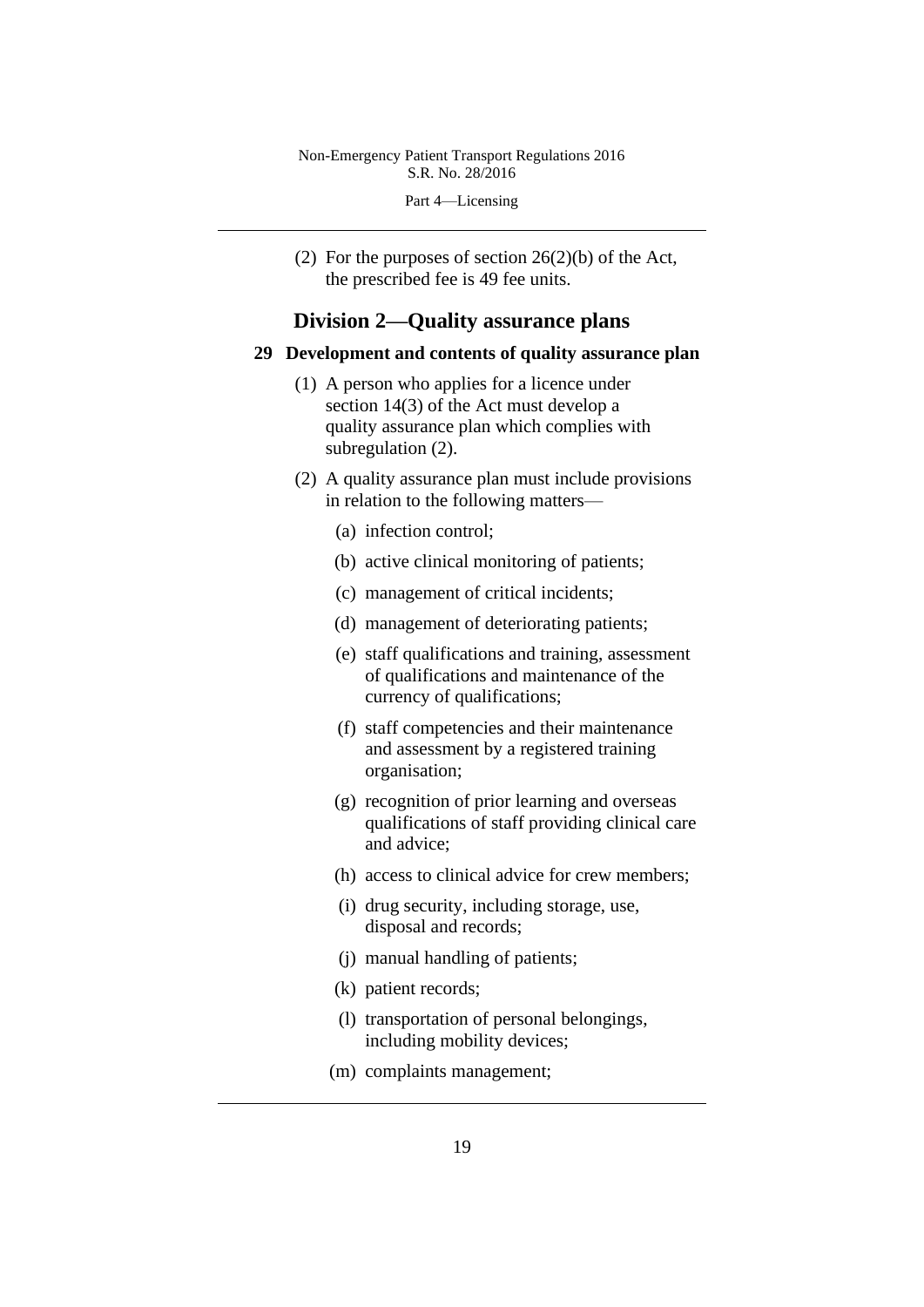(2) For the purposes of section 26(2)(b) of the Act, the prescribed fee is 49 fee units.

## Division 2—Quality assurance plans

### 29 Development and contents of quality assurance plan

(1) A person who applies for a licence under section 14(3) of the Act must develop a quality assurance plan which complies with subregulation (2).

(2) A quality assurance plan must include provisions in relation to the following matters—

(a) infection control;

(b) active clinical monitoring of patients;

(c) management of critical incidents;

(d) management of deteriorating patients;

(e) staff qualifications and training, assessment of qualifications and maintenance of the currency of qualifications;

(f) staff competencies and their maintenance and assessment by a registered training organisation;

(g) recognition of prior learning and overseas qualifications of staff providing clinical care and advice;

(h) access to clinical advice for crew members;

(i) drug security, including storage, use, disposal and records;

(j) manual handling of patients;

(k) patient records;

(l) transportation of personal belongings, including mobility devices;

(m) complaints management;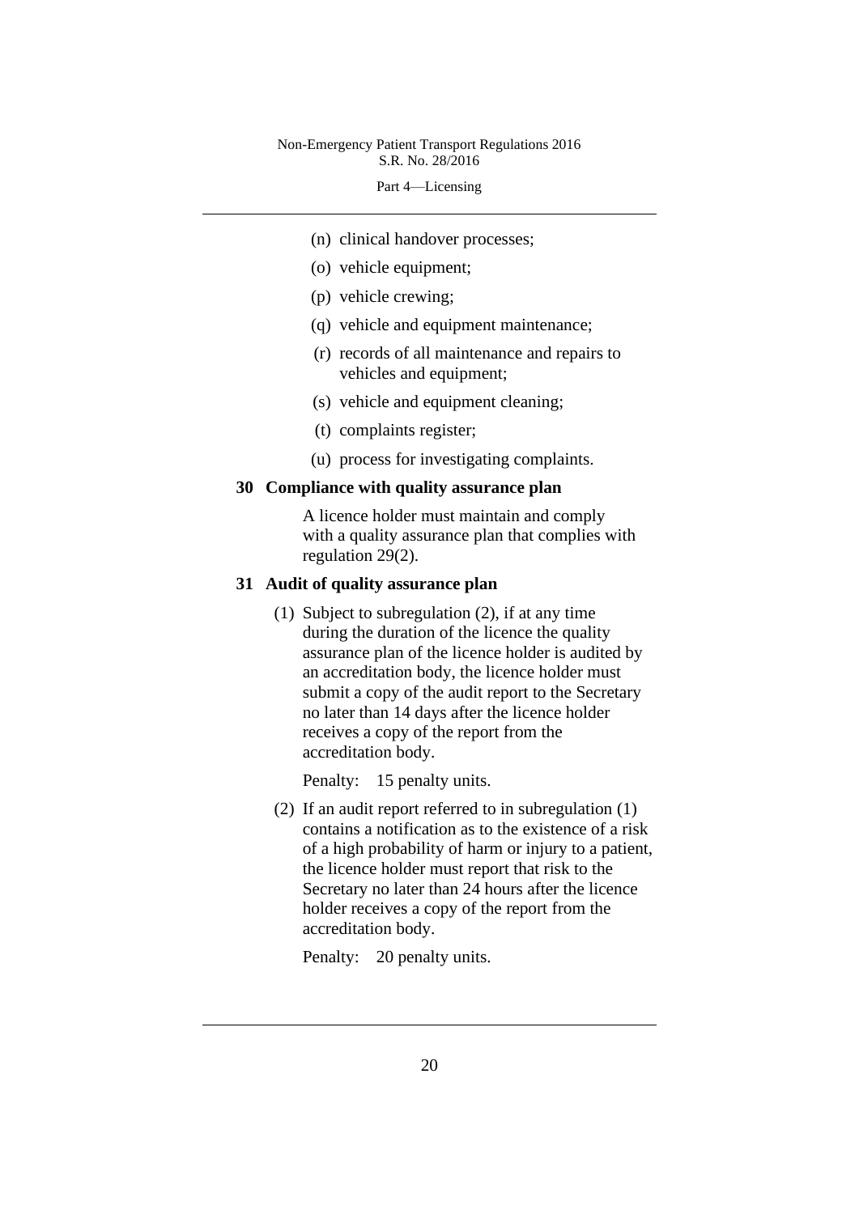(n) clinical handover processes;

(o) vehicle equipment;

(p) vehicle crewing;

(q) vehicle and equipment maintenance;

(r) records of all maintenance and repairs to vehicles and equipment;

(s) vehicle and equipment cleaning;

(t) complaints register;

(u) process for investigating complaints.

**30 Compliance with quality assurance plan**

A licence holder must maintain and comply with a quality assurance plan that complies with regulation 29(2).

**31 Audit of quality assurance plan**

(1) Subject to subregulation (2), if at any time during the duration of the licence the quality assurance plan of the licence holder is audited by an accreditation body, the licence holder must submit a copy of the audit report to the Secretary no later than 14 days after the licence holder receives a copy of the report from the accreditation body.

Penalty: 15 penalty units.

(2) If an audit report referred to in subregulation (1) contains a notification as to the existence of a risk of a high probability of harm or injury to a patient, the licence holder must report that risk to the Secretary no later than 24 hours after the licence holder receives a copy of the report from the accreditation body.

Penalty: 20 penalty units.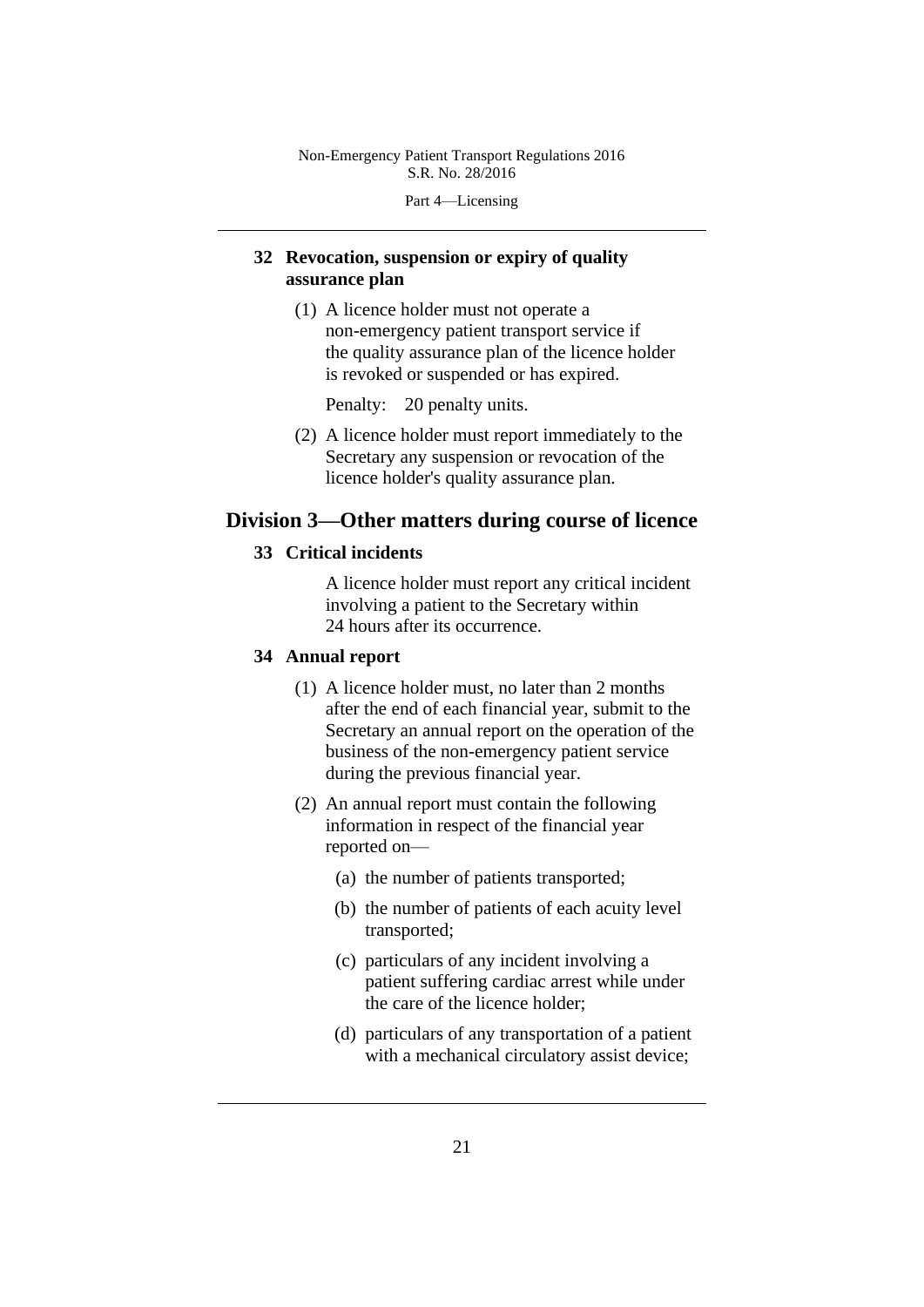### 32 Revocation, suspension or expiry of quality assurance plan

(1) A licence holder must not operate a non-emergency patient transport service if the quality assurance plan of the licence holder is revoked or suspended or has expired.

Penalty: 20 penalty units.

(2) A licence holder must report immediately to the Secretary any suspension or revocation of the licence holder's quality assurance plan.

## Division 3—Other matters during course of licence

### 33 Critical incidents

A licence holder must report any critical incident involving a patient to the Secretary within 24 hours after its occurrence.

### 34 Annual report

(1) A licence holder must, no later than 2 months after the end of each financial year, submit to the Secretary an annual report on the operation of the business of the non-emergency patient service during the previous financial year.

(2) An annual report must contain the following information in respect of the financial year reported on—

(a) the number of patients transported;

(b) the number of patients of each acuity level transported;

(c) particulars of any incident involving a patient suffering cardiac arrest while under the care of the licence holder;

(d) particulars of any transportation of a patient with a mechanical circulatory assist device;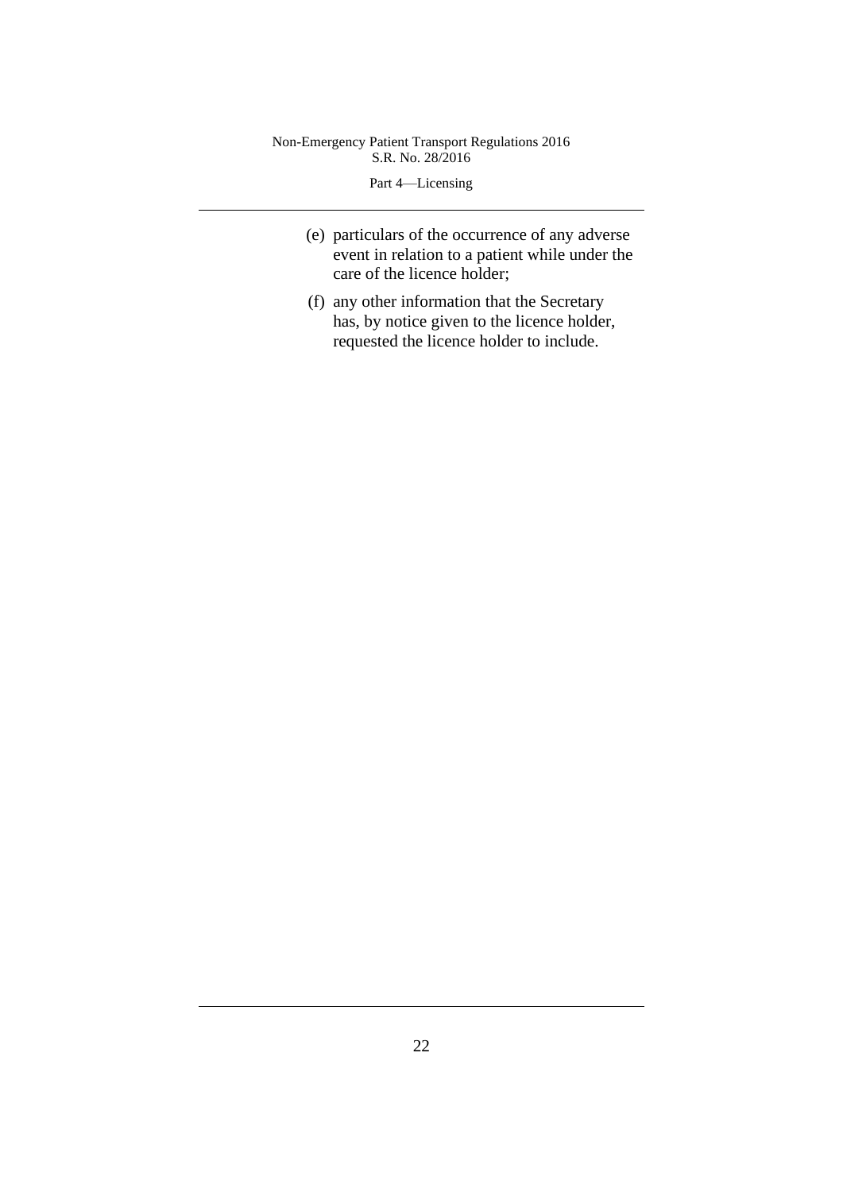(e) particulars of the occurrence of any adverse event in relation to a patient while under the care of the licence holder;

(f) any other information that the Secretary has, by notice given to the licence holder, requested the licence holder to include.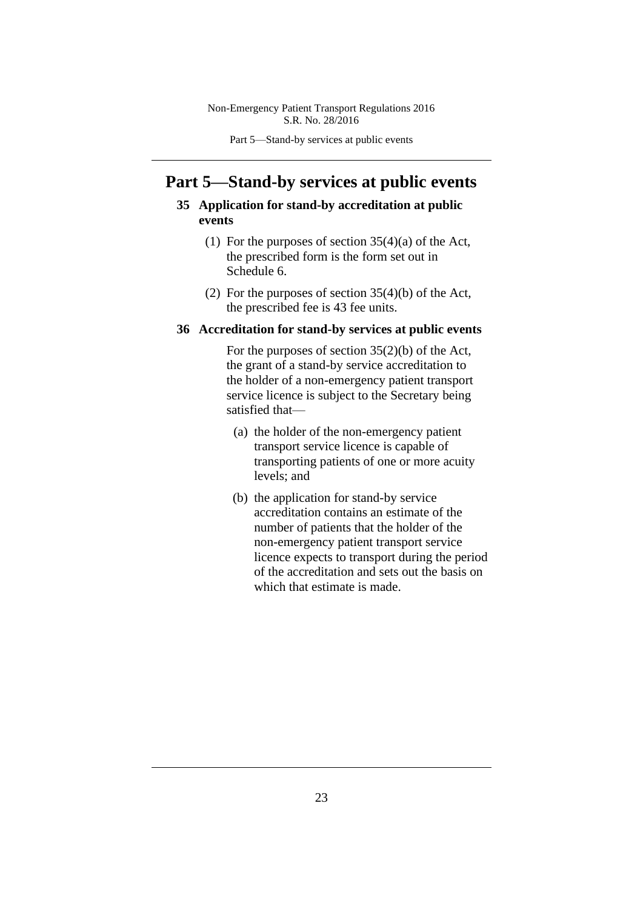# Part 5—Stand-by services at public events

## 35 Application for stand-by accreditation at public events

(1) For the purposes of section 35(4)(a) of the Act, the prescribed form is the form set out in Schedule 6.

(2) For the purposes of section 35(4)(b) of the Act, the prescribed fee is 43 fee units.

## 36 Accreditation for stand-by services at public events

For the purposes of section 35(2)(b) of the Act, the grant of a stand-by service accreditation to the holder of a non-emergency patient transport service licence is subject to the Secretary being satisfied that—

(a) the holder of the non-emergency patient transport service licence is capable of transporting patients of one or more acuity levels; and

(b) the application for stand-by service accreditation contains an estimate of the number of patients that the holder of the non-emergency patient transport service licence expects to transport during the period of the accreditation and sets out the basis on which that estimate is made.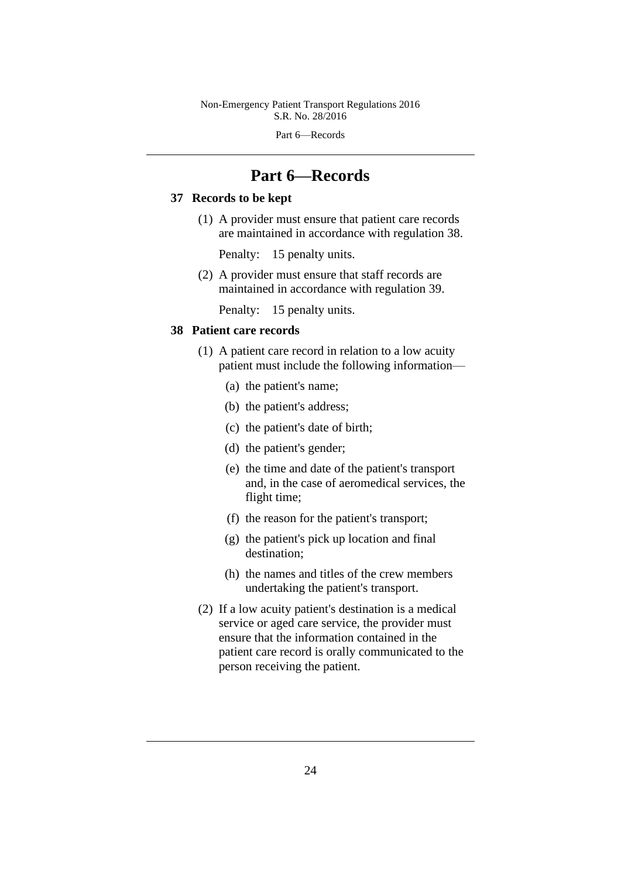# Part 6—Records

## 37 Records to be kept

(1) A provider must ensure that patient care records are maintained in accordance with regulation 38.

Penalty: 15 penalty units.

(2) A provider must ensure that staff records are maintained in accordance with regulation 39.

Penalty: 15 penalty units.

## 38 Patient care records

(1) A patient care record in relation to a low acuity patient must include the following information—

(a) the patient's name;

(b) the patient's address;

(c) the patient's date of birth;

(d) the patient's gender;

(e) the time and date of the patient's transport and, in the case of aeromedical services, the flight time;

(f) the reason for the patient's transport;

(g) the patient's pick up location and final destination;

(h) the names and titles of the crew members undertaking the patient's transport.

(2) If a low acuity patient's destination is a medical service or aged care service, the provider must ensure that the information contained in the patient care record is orally communicated to the person receiving the patient.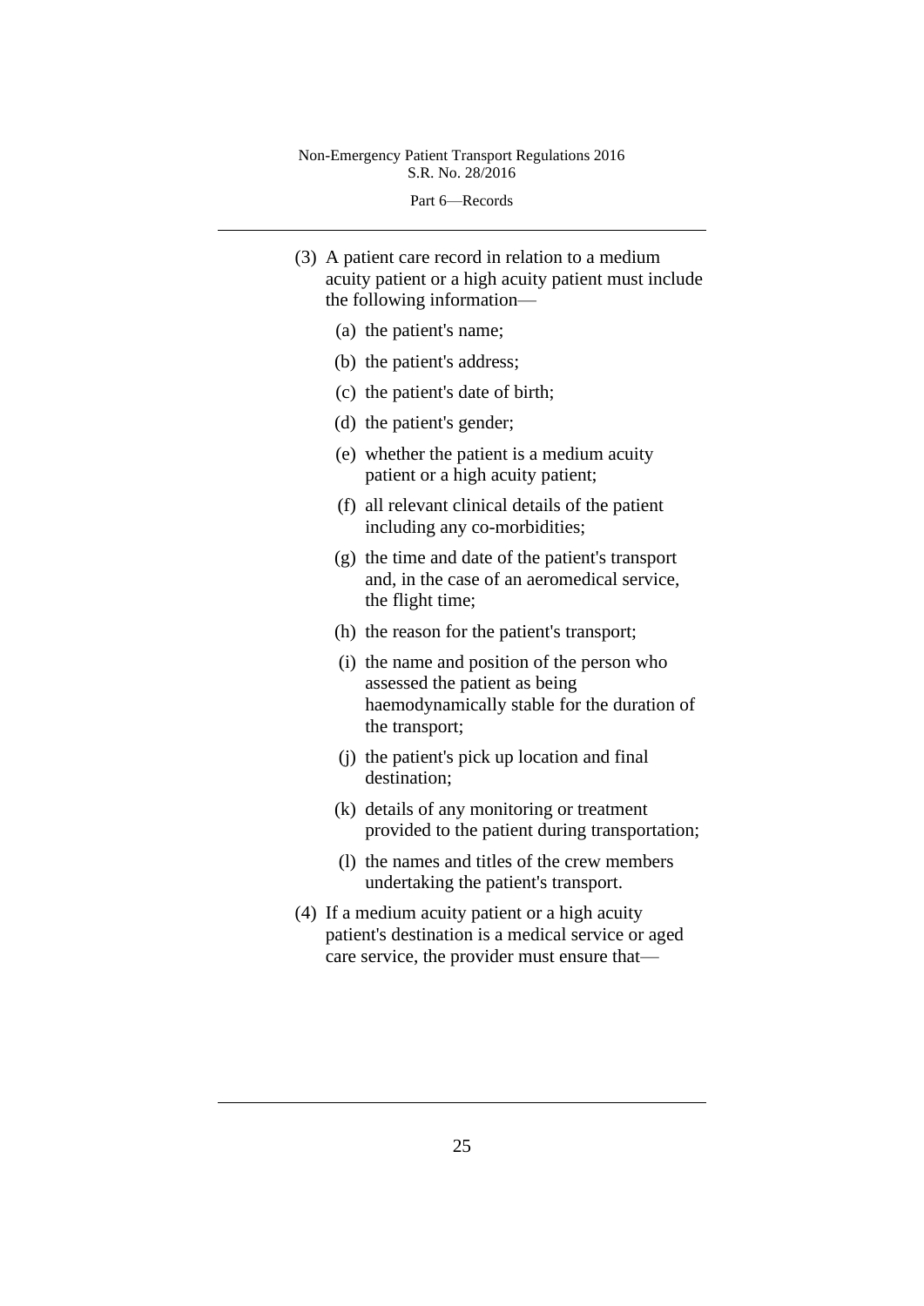(3) A patient care record in relation to a medium acuity patient or a high acuity patient must include the following information—

(a) the patient's name;

(b) the patient's address;

(c) the patient's date of birth;

(d) the patient's gender;

(e) whether the patient is a medium acuity patient or a high acuity patient;

(f) all relevant clinical details of the patient including any co-morbidities;

(g) the time and date of the patient's transport and, in the case of an aeromedical service, the flight time;

(h) the reason for the patient's transport;

(i) the name and position of the person who assessed the patient as being haemodynamically stable for the duration of the transport;

(j) the patient's pick up location and final destination;

(k) details of any monitoring or treatment provided to the patient during transportation;

(l) the names and titles of the crew members undertaking the patient's transport.

(4) If a medium acuity patient or a high acuity patient's destination is a medical service or aged care service, the provider must ensure that—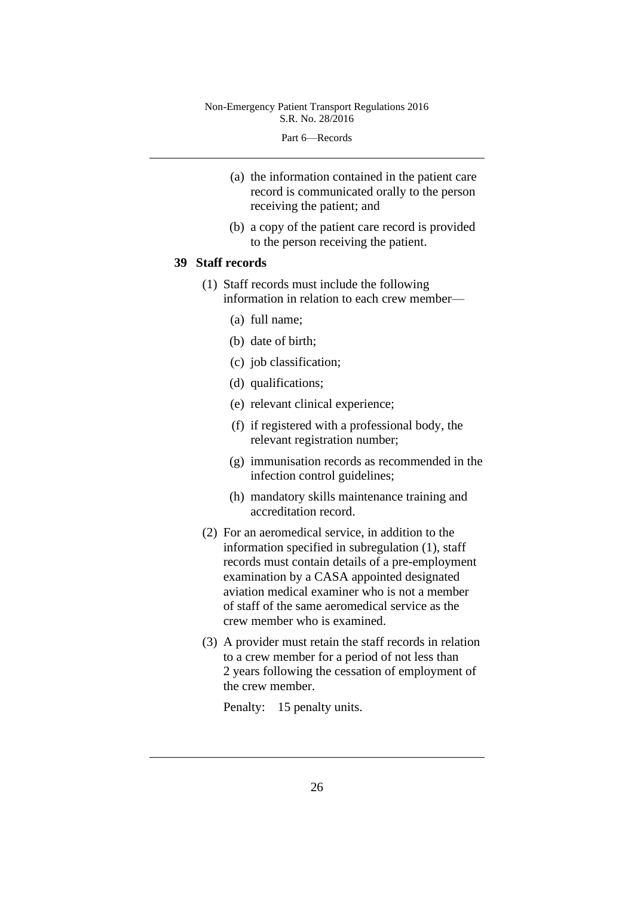(a) the information contained in the patient care record is communicated orally to the person receiving the patient; and

(b) a copy of the patient care record is provided to the person receiving the patient.

## 39 Staff records

(1) Staff records must include the following information in relation to each crew member—

(a) full name;

(b) date of birth;

(c) job classification;

(d) qualifications;

(e) relevant clinical experience;

(f) if registered with a professional body, the relevant registration number;

(g) immunisation records as recommended in the infection control guidelines;

(h) mandatory skills maintenance training and accreditation record.

(2) For an aeromedical service, in addition to the information specified in subregulation (1), staff records must contain details of a pre-employment examination by a CASA appointed designated aviation medical examiner who is not a member of staff of the same aeromedical service as the crew member who is examined.

(3) A provider must retain the staff records in relation to a crew member for a period of not less than 2 years following the cessation of employment of the crew member.

Penalty: 15 penalty units.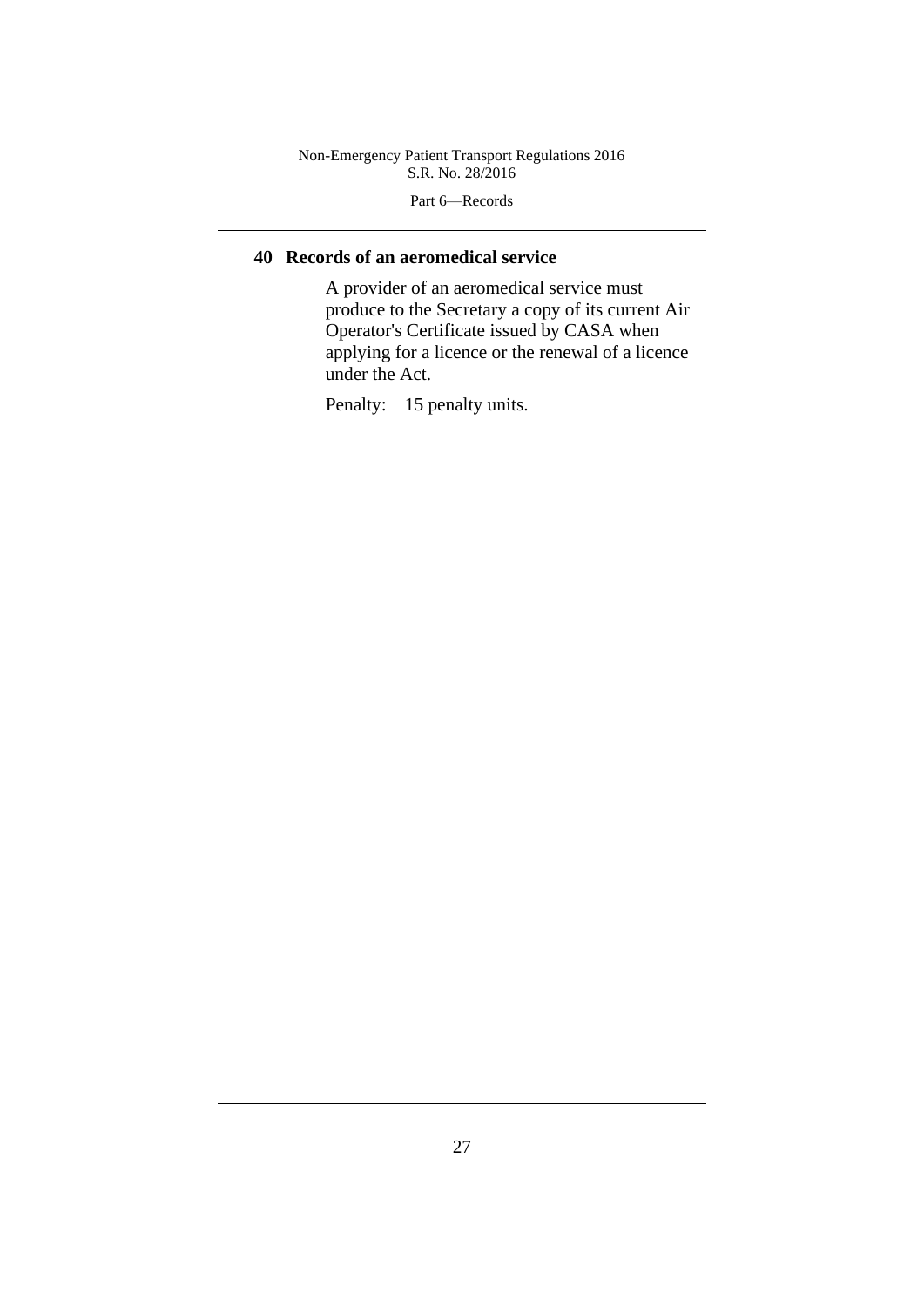## 40 Records of an aeromedical service

A provider of an aeromedical service must produce to the Secretary a copy of its current Air Operator's Certificate issued by CASA when applying for a licence or the renewal of a licence under the Act.

Penalty: 15 penalty units.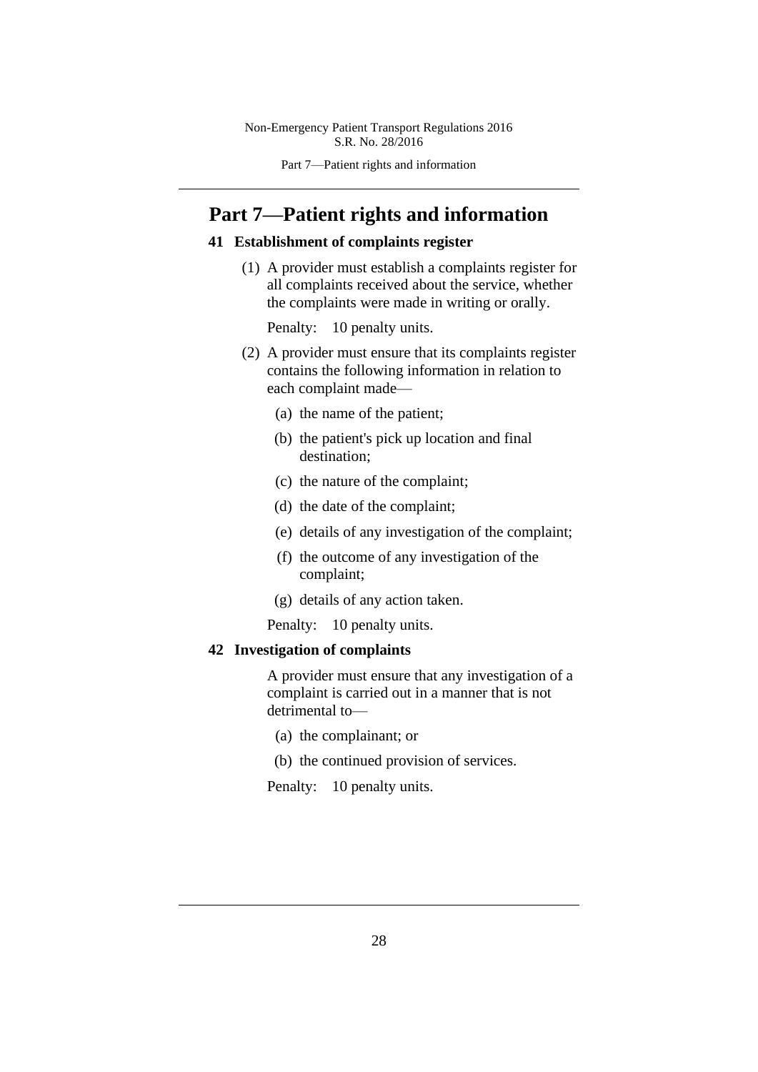# Part 7—Patient rights and information

## 41 Establishment of complaints register

(1) A provider must establish a complaints register for all complaints received about the service, whether the complaints were made in writing or orally.

Penalty: 10 penalty units.

(2) A provider must ensure that its complaints register contains the following information in relation to each complaint made—

(a) the name of the patient;

(b) the patient's pick up location and final destination;

(c) the nature of the complaint;

(d) the date of the complaint;

(e) details of any investigation of the complaint;

(f) the outcome of any investigation of the complaint;

(g) details of any action taken.

Penalty: 10 penalty units.

## 42 Investigation of complaints

A provider must ensure that any investigation of a complaint is carried out in a manner that is not detrimental to—

(a) the complainant; or

(b) the continued provision of services.

Penalty: 10 penalty units.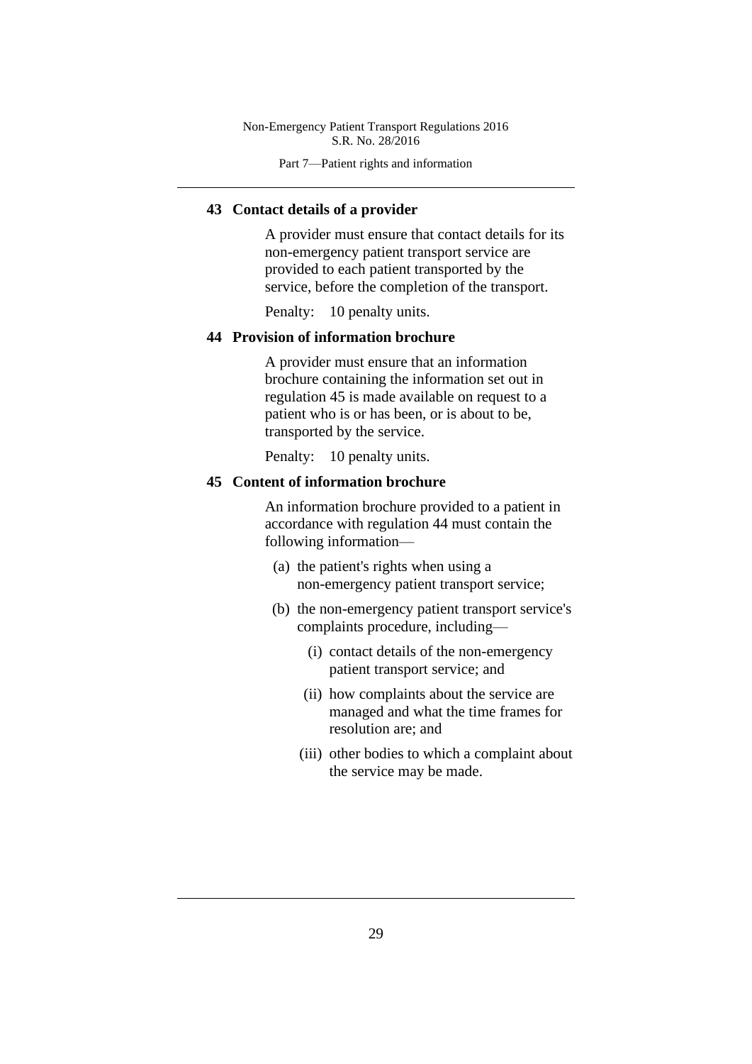## 43 Contact details of a provider

A provider must ensure that contact details for its non-emergency patient transport service are provided to each patient transported by the service, before the completion of the transport.

Penalty: 10 penalty units.

## 44 Provision of information brochure

A provider must ensure that an information brochure containing the information set out in regulation 45 is made available on request to a patient who is or has been, or is about to be, transported by the service.

Penalty: 10 penalty units.

## 45 Content of information brochure

An information brochure provided to a patient in accordance with regulation 44 must contain the following information—

(a) the patient's rights when using a non-emergency patient transport service;

(b) the non-emergency patient transport service's complaints procedure, including—

  (i) contact details of the non-emergency patient transport service; and

  (ii) how complaints about the service are managed and what the time frames for resolution are; and

  (iii) other bodies to which a complaint about the service may be made.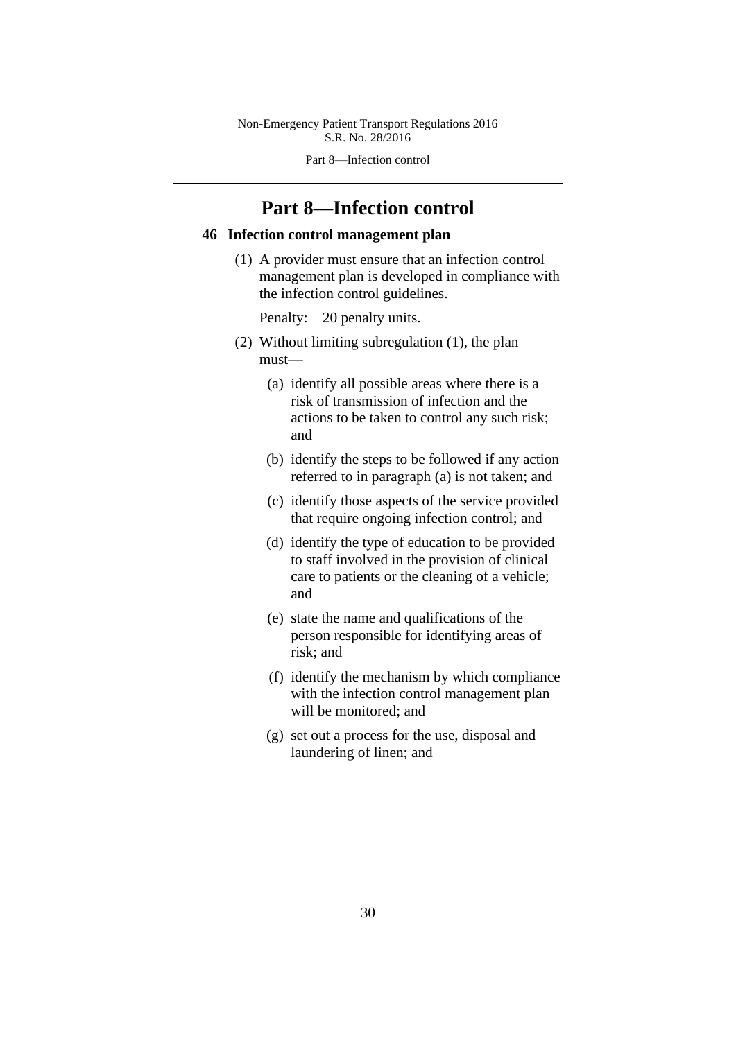# Part 8—Infection control

## 46 Infection control management plan

(1) A provider must ensure that an infection control management plan is developed in compliance with the infection control guidelines.

Penalty: 20 penalty units.

(2) Without limiting subregulation (1), the plan must—

(a) identify all possible areas where there is a risk of transmission of infection and the actions to be taken to control any such risk; and

(b) identify the steps to be followed if any action referred to in paragraph (a) is not taken; and

(c) identify those aspects of the service provided that require ongoing infection control; and

(d) identify the type of education to be provided to staff involved in the provision of clinical care to patients or the cleaning of a vehicle; and

(e) state the name and qualifications of the person responsible for identifying areas of risk; and

(f) identify the mechanism by which compliance with the infection control management plan will be monitored; and

(g) set out a process for the use, disposal and laundering of linen; and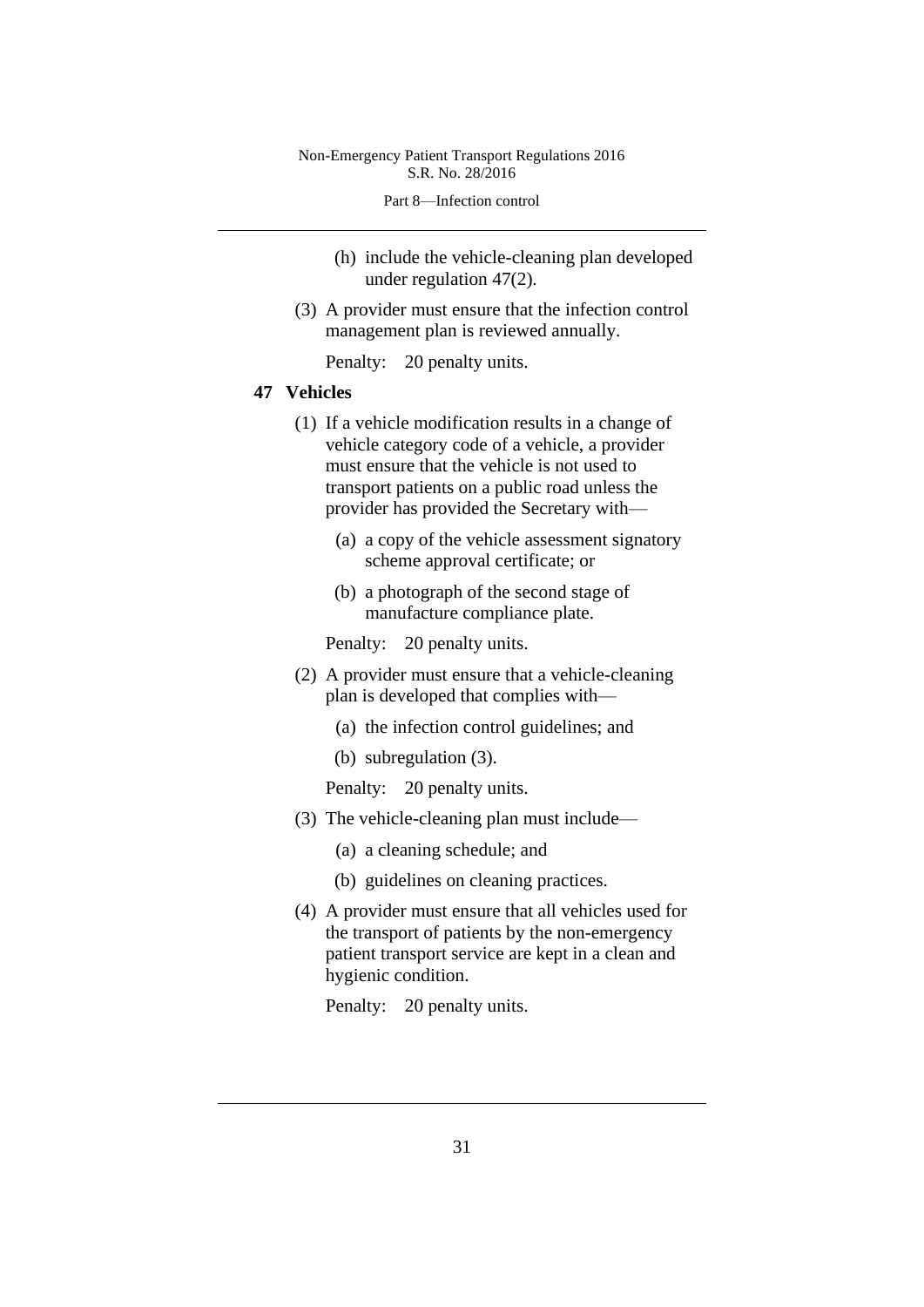(h) include the vehicle-cleaning plan developed under regulation 47(2).

(3) A provider must ensure that the infection control management plan is reviewed annually.

Penalty: 20 penalty units.

## 47 Vehicles

(1) If a vehicle modification results in a change of vehicle category code of a vehicle, a provider must ensure that the vehicle is not used to transport patients on a public road unless the provider has provided the Secretary with—

(a) a copy of the vehicle assessment signatory scheme approval certificate; or

(b) a photograph of the second stage of manufacture compliance plate.

Penalty: 20 penalty units.

(2) A provider must ensure that a vehicle-cleaning plan is developed that complies with—

(a) the infection control guidelines; and

(b) subregulation (3).

Penalty: 20 penalty units.

(3) The vehicle-cleaning plan must include—

(a) a cleaning schedule; and

(b) guidelines on cleaning practices.

(4) A provider must ensure that all vehicles used for the transport of patients by the non-emergency patient transport service are kept in a clean and hygienic condition.

Penalty: 20 penalty units.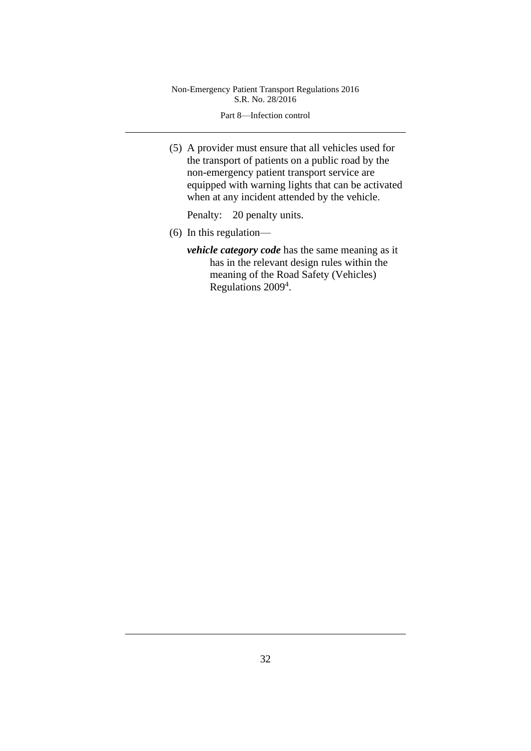(5) A provider must ensure that all vehicles used for the transport of patients on a public road by the non-emergency patient transport service are equipped with warning lights that can be activated when at any incident attended by the vehicle.

Penalty: 20 penalty units.

(6) In this regulation—

***vehicle category code*** has the same meaning as it has in the relevant design rules within the meaning of the Road Safety (Vehicles) Regulations 2009[4].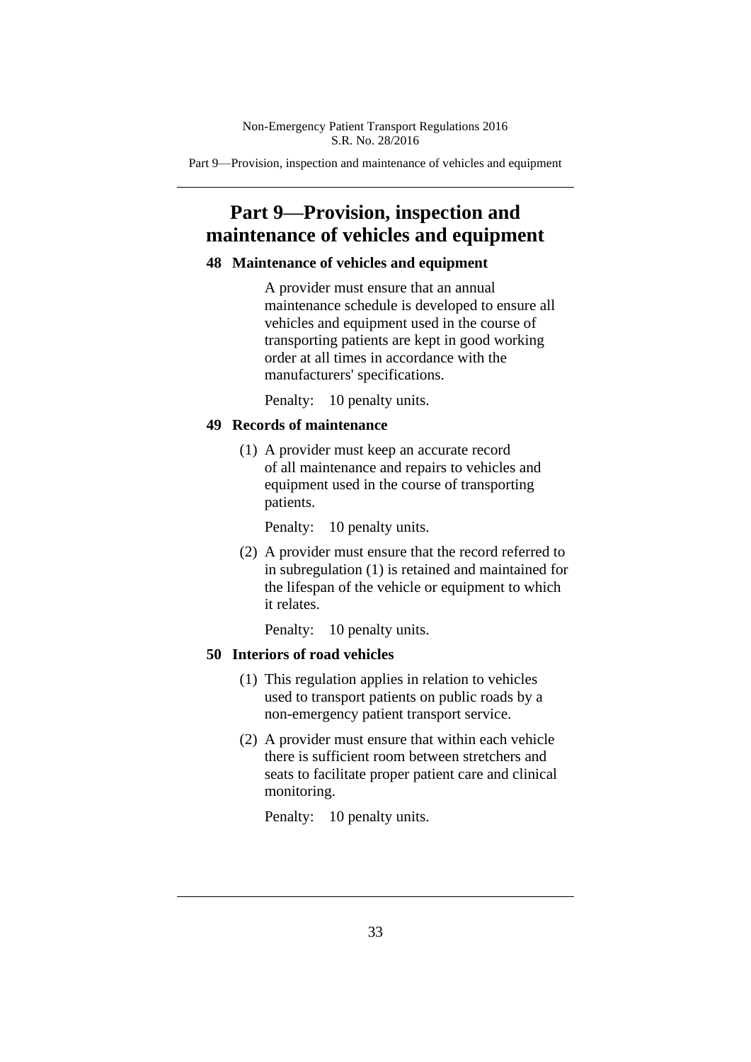# Part 9—Provision, inspection and maintenance of vehicles and equipment

## 48 Maintenance of vehicles and equipment

A provider must ensure that an annual maintenance schedule is developed to ensure all vehicles and equipment used in the course of transporting patients are kept in good working order at all times in accordance with the manufacturers' specifications.

Penalty: 10 penalty units.

## 49 Records of maintenance

(1) A provider must keep an accurate record of all maintenance and repairs to vehicles and equipment used in the course of transporting patients.

Penalty: 10 penalty units.

(2) A provider must ensure that the record referred to in subregulation (1) is retained and maintained for the lifespan of the vehicle or equipment to which it relates.

Penalty: 10 penalty units.

## 50 Interiors of road vehicles

(1) This regulation applies in relation to vehicles used to transport patients on public roads by a non-emergency patient transport service.

(2) A provider must ensure that within each vehicle there is sufficient room between stretchers and seats to facilitate proper patient care and clinical monitoring.

Penalty: 10 penalty units.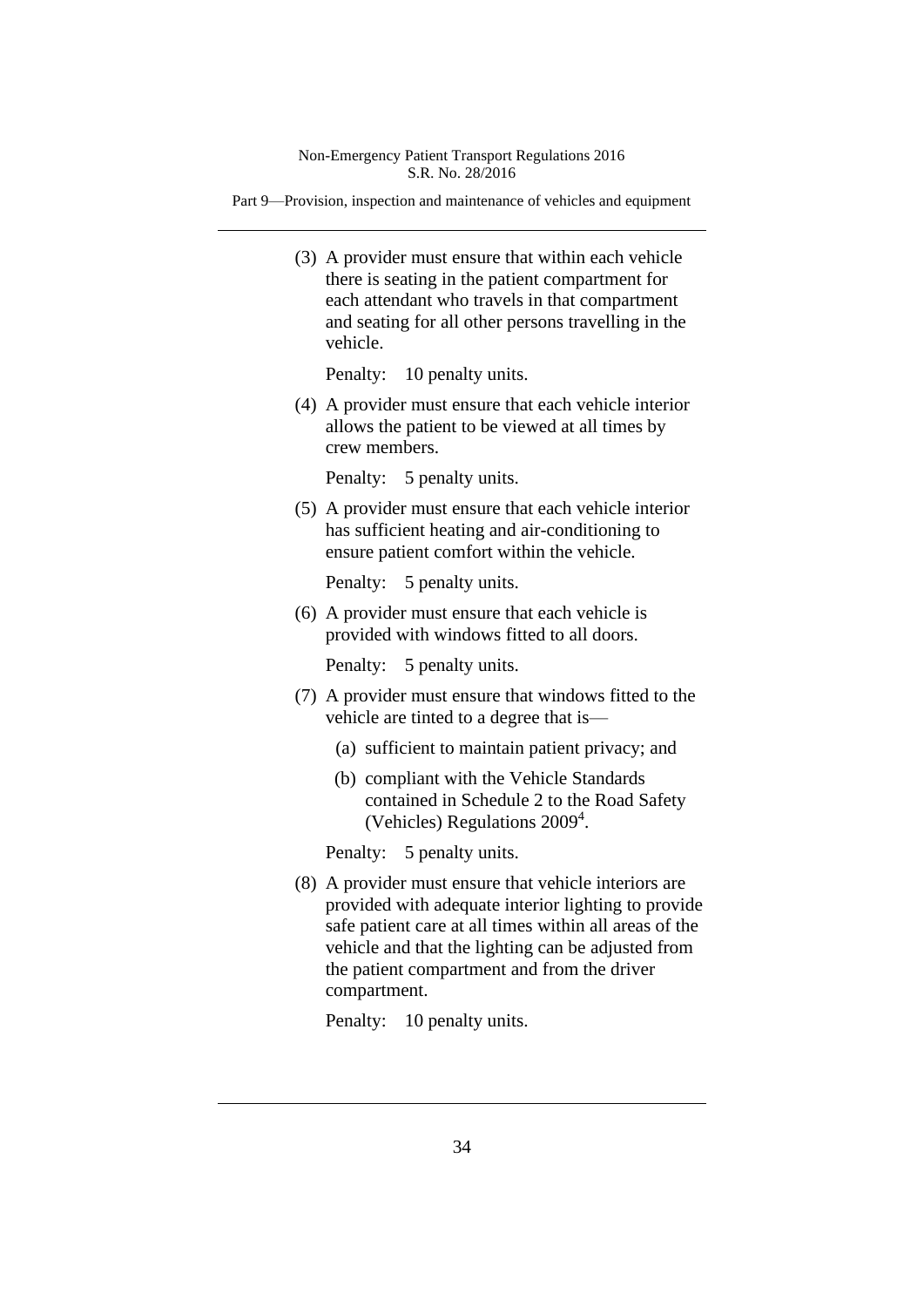(3) A provider must ensure that within each vehicle there is seating in the patient compartment for each attendant who travels in that compartment and seating for all other persons travelling in the vehicle.

Penalty: 10 penalty units.

(4) A provider must ensure that each vehicle interior allows the patient to be viewed at all times by crew members.

Penalty: 5 penalty units.

(5) A provider must ensure that each vehicle interior has sufficient heating and air-conditioning to ensure patient comfort within the vehicle.

Penalty: 5 penalty units.

(6) A provider must ensure that each vehicle is provided with windows fitted to all doors.

Penalty: 5 penalty units.

(7) A provider must ensure that windows fitted to the vehicle are tinted to a degree that is—

(a) sufficient to maintain patient privacy; and

(b) compliant with the Vehicle Standards contained in Schedule 2 to the Road Safety (Vehicles) Regulations 2009[4].

Penalty: 5 penalty units.

(8) A provider must ensure that vehicle interiors are provided with adequate interior lighting to provide safe patient care at all times within all areas of the vehicle and that the lighting can be adjusted from the patient compartment and from the driver compartment.

Penalty: 10 penalty units.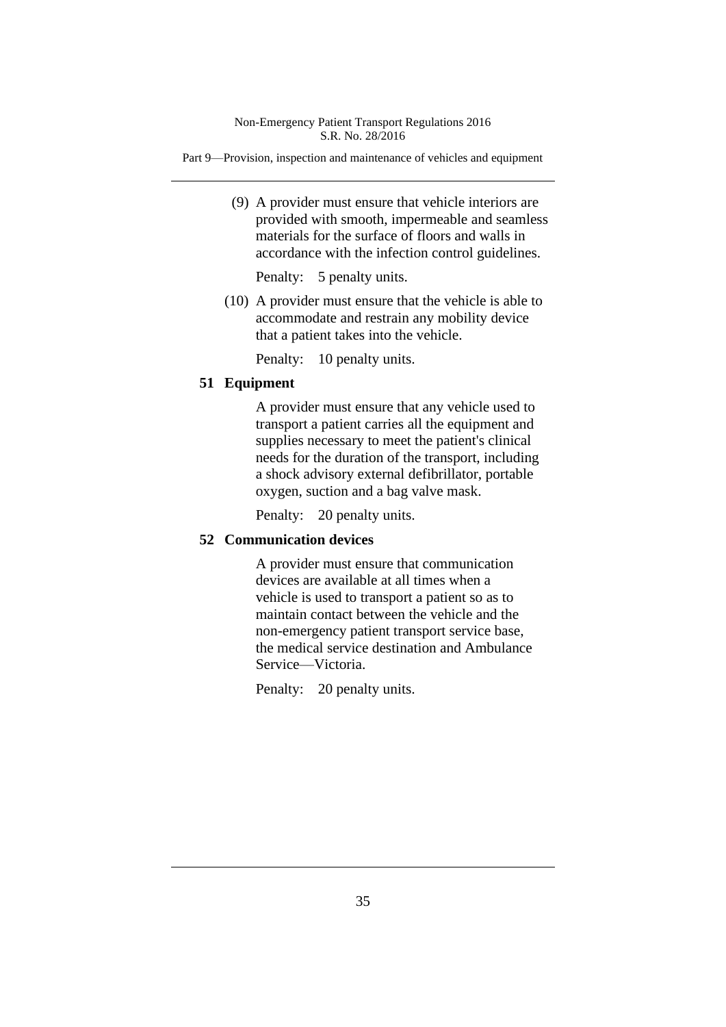(9) A provider must ensure that vehicle interiors are provided with smooth, impermeable and seamless materials for the surface of floors and walls in accordance with the infection control guidelines.

Penalty: 5 penalty units.

(10) A provider must ensure that the vehicle is able to accommodate and restrain any mobility device that a patient takes into the vehicle.

Penalty: 10 penalty units.

## 51 Equipment

A provider must ensure that any vehicle used to transport a patient carries all the equipment and supplies necessary to meet the patient's clinical needs for the duration of the transport, including a shock advisory external defibrillator, portable oxygen, suction and a bag valve mask.

Penalty: 20 penalty units.

## 52 Communication devices

A provider must ensure that communication devices are available at all times when a vehicle is used to transport a patient so as to maintain contact between the vehicle and the non-emergency patient transport service base, the medical service destination and Ambulance Service—Victoria.

Penalty: 20 penalty units.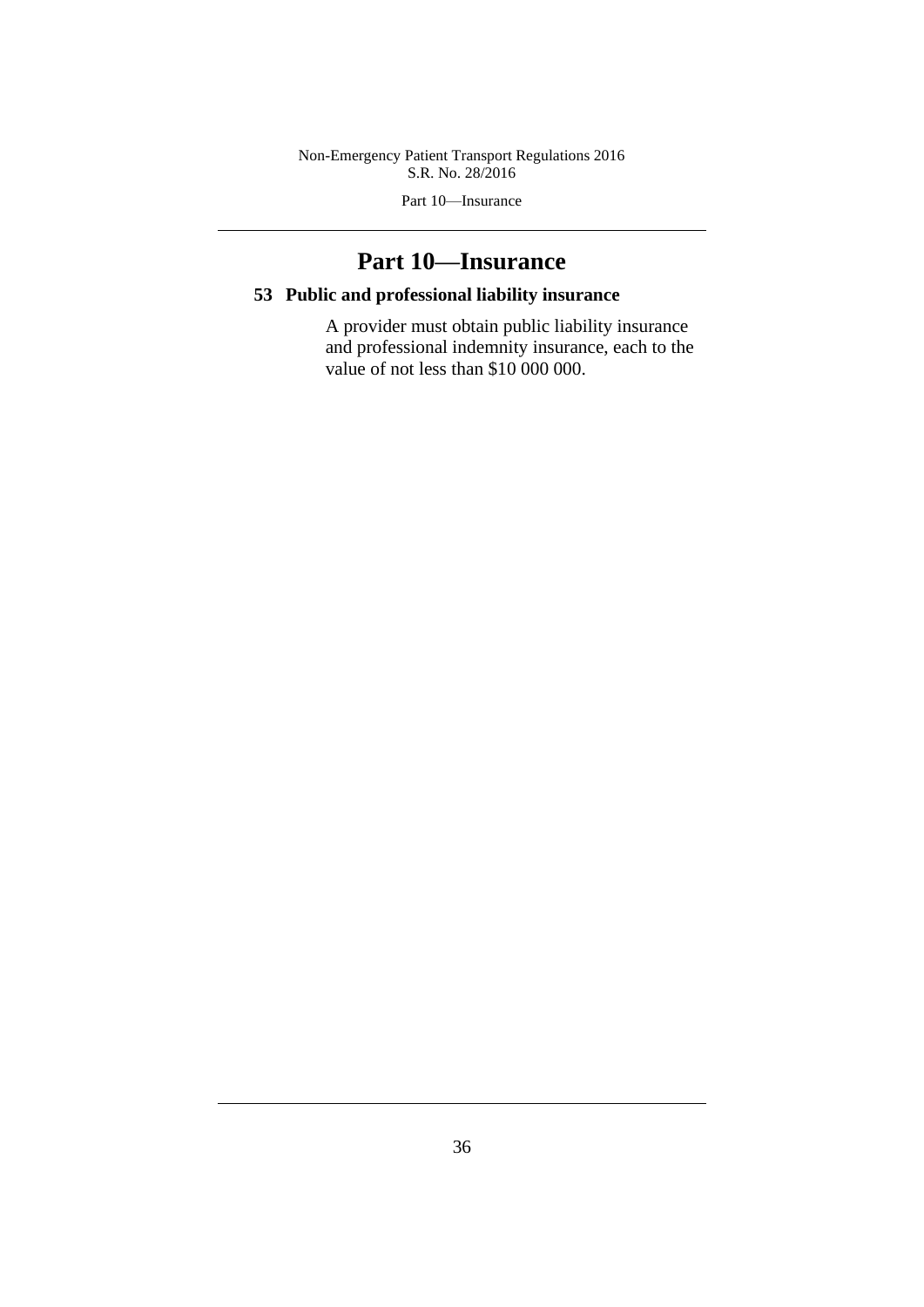# Part 10—Insurance

## 53 Public and professional liability insurance

A provider must obtain public liability insurance and professional indemnity insurance, each to the value of not less than $10 000 000.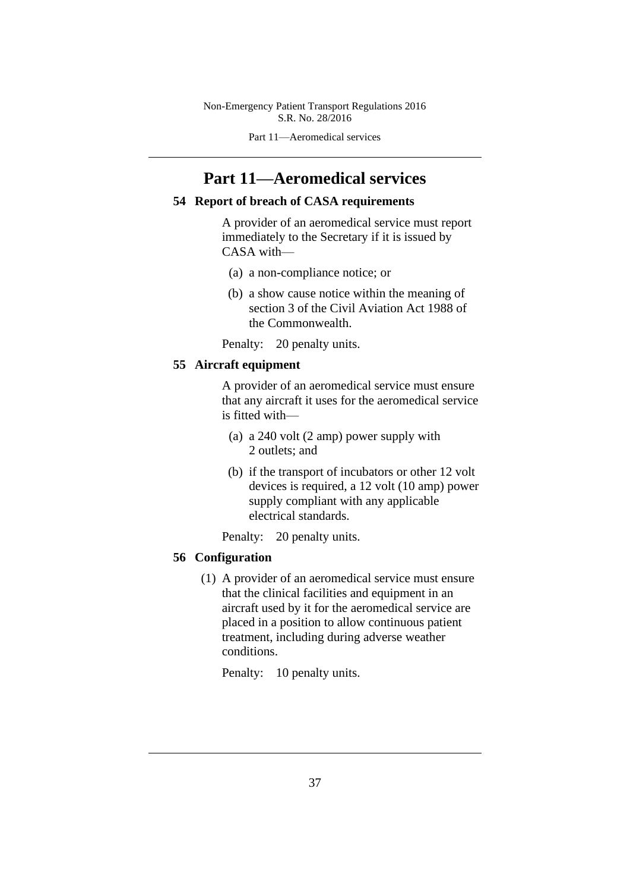# Part 11—Aeromedical services

## 54 Report of breach of CASA requirements

A provider of an aeromedical service must report immediately to the Secretary if it is issued by CASA with—

(a) a non-compliance notice; or

(b) a show cause notice within the meaning of section 3 of the Civil Aviation Act 1988 of the Commonwealth.

Penalty: 20 penalty units.

## 55 Aircraft equipment

A provider of an aeromedical service must ensure that any aircraft it uses for the aeromedical service is fitted with—

(a) a 240 volt (2 amp) power supply with 2 outlets; and

(b) if the transport of incubators or other 12 volt devices is required, a 12 volt (10 amp) power supply compliant with any applicable electrical standards.

Penalty: 20 penalty units.

## 56 Configuration

(1) A provider of an aeromedical service must ensure that the clinical facilities and equipment in an aircraft used by it for the aeromedical service are placed in a position to allow continuous patient treatment, including during adverse weather conditions.

Penalty: 10 penalty units.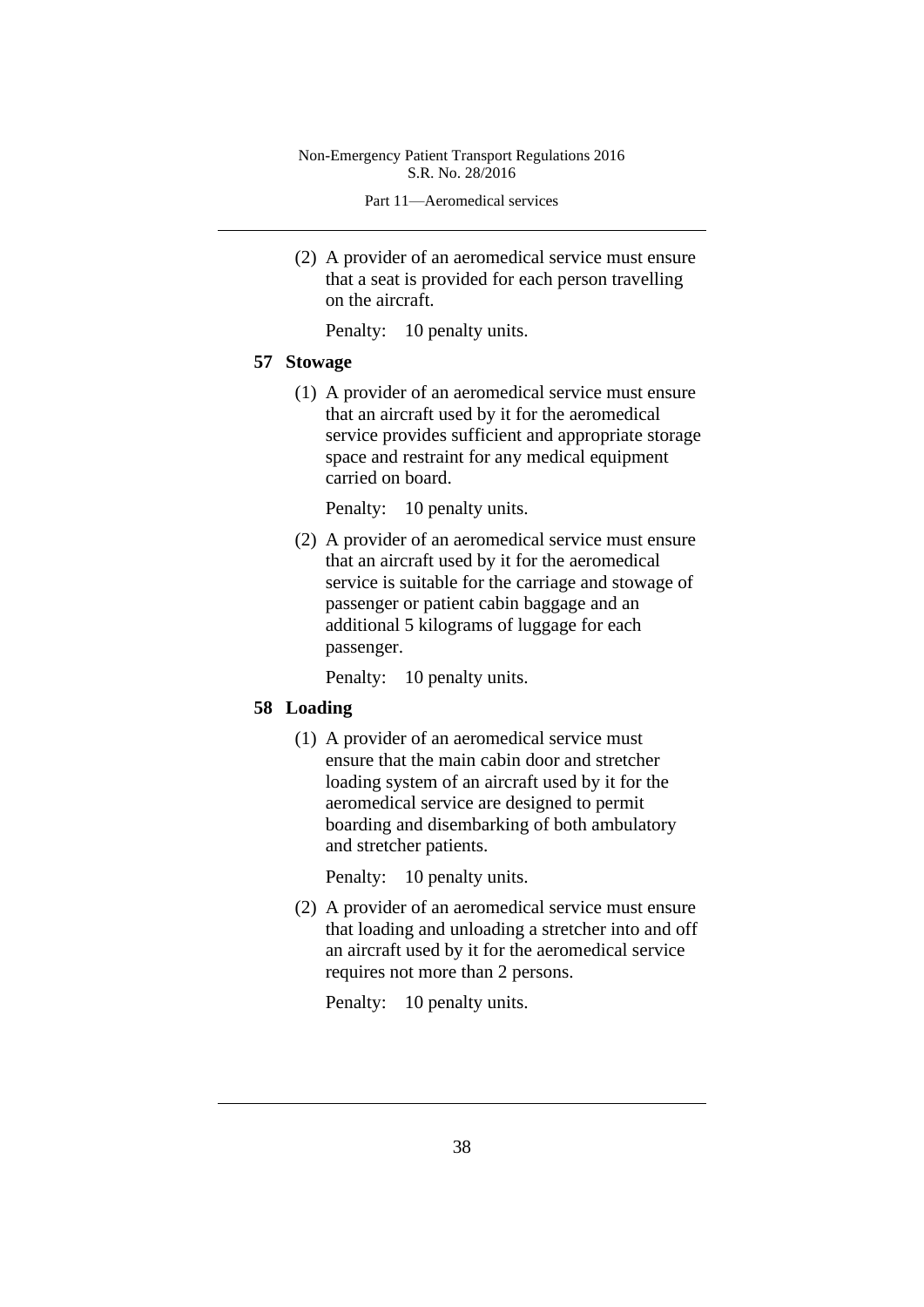(2) A provider of an aeromedical service must ensure that a seat is provided for each person travelling on the aircraft.

Penalty: 10 penalty units.

## 57 Stowage

(1) A provider of an aeromedical service must ensure that an aircraft used by it for the aeromedical service provides sufficient and appropriate storage space and restraint for any medical equipment carried on board.

Penalty: 10 penalty units.

(2) A provider of an aeromedical service must ensure that an aircraft used by it for the aeromedical service is suitable for the carriage and stowage of passenger or patient cabin baggage and an additional 5 kilograms of luggage for each passenger.

Penalty: 10 penalty units.

## 58 Loading

(1) A provider of an aeromedical service must ensure that the main cabin door and stretcher loading system of an aircraft used by it for the aeromedical service are designed to permit boarding and disembarking of both ambulatory and stretcher patients.

Penalty: 10 penalty units.

(2) A provider of an aeromedical service must ensure that loading and unloading a stretcher into and off an aircraft used by it for the aeromedical service requires not more than 2 persons.

Penalty: 10 penalty units.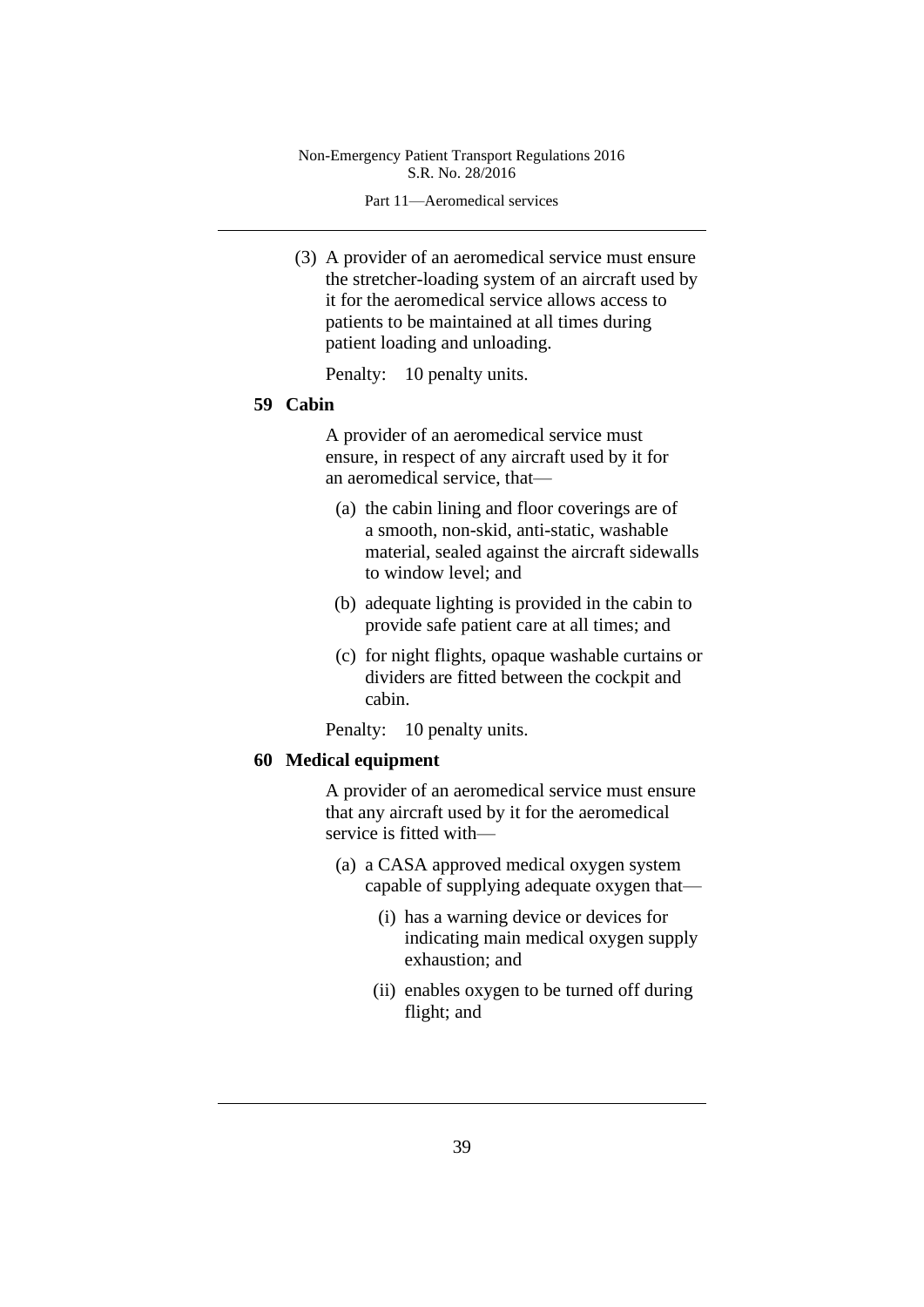(3) A provider of an aeromedical service must ensure the stretcher-loading system of an aircraft used by it for the aeromedical service allows access to patients to be maintained at all times during patient loading and unloading.

Penalty: 10 penalty units.

### 59 Cabin

A provider of an aeromedical service must ensure, in respect of any aircraft used by it for an aeromedical service, that—

(a) the cabin lining and floor coverings are of a smooth, non-skid, anti-static, washable material, sealed against the aircraft sidewalls to window level; and

(b) adequate lighting is provided in the cabin to provide safe patient care at all times; and

(c) for night flights, opaque washable curtains or dividers are fitted between the cockpit and cabin.

Penalty: 10 penalty units.

### 60 Medical equipment

A provider of an aeromedical service must ensure that any aircraft used by it for the aeromedical service is fitted with—

(a) a CASA approved medical oxygen system capable of supplying adequate oxygen that—

(i) has a warning device or devices for indicating main medical oxygen supply exhaustion; and

(ii) enables oxygen to be turned off during flight; and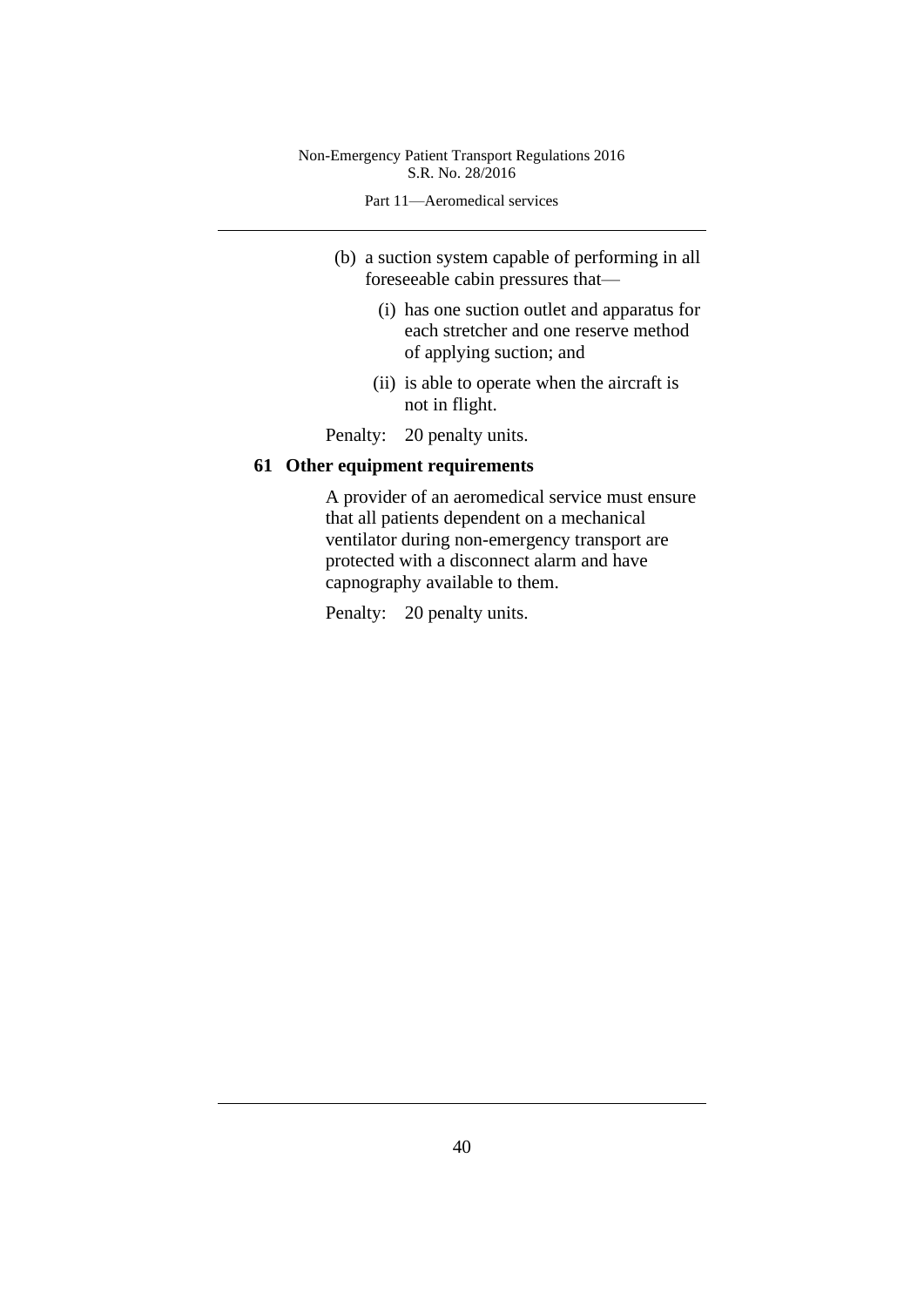(b) a suction system capable of performing in all foreseeable cabin pressures that—

  (i) has one suction outlet and apparatus for each stretcher and one reserve method of applying suction; and

  (ii) is able to operate when the aircraft is not in flight.

Penalty: 20 penalty units.

### 61 Other equipment requirements

A provider of an aeromedical service must ensure that all patients dependent on a mechanical ventilator during non-emergency transport are protected with a disconnect alarm and have capnography available to them.

Penalty: 20 penalty units.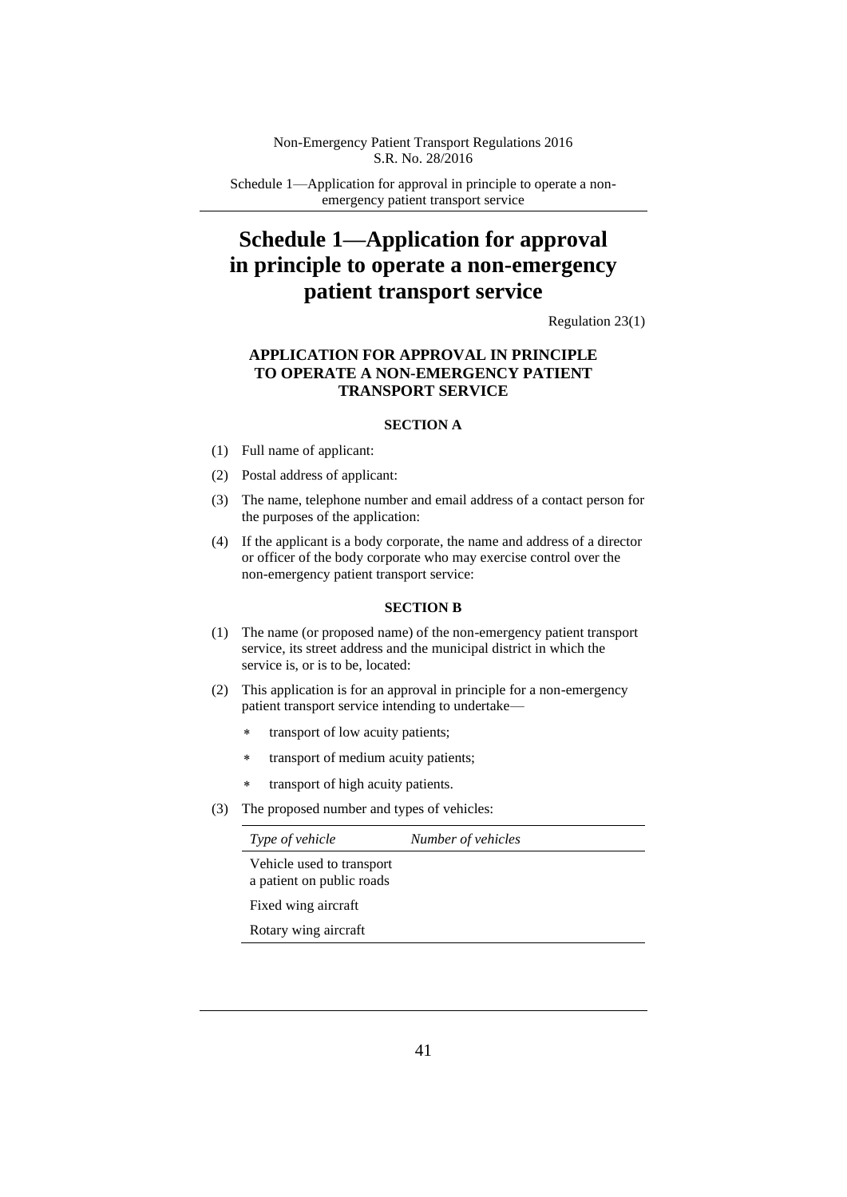# Schedule 1—Application for approval in principle to operate a non-emergency patient transport service

Regulation 23(1)

### APPLICATION FOR APPROVAL IN PRINCIPLE TO OPERATE A NON-EMERGENCY PATIENT TRANSPORT SERVICE

#### SECTION A

(1) Full name of applicant:

(2) Postal address of applicant:

(3) The name, telephone number and email address of a contact person for the purposes of the application:

(4) If the applicant is a body corporate, the name and address of a director or officer of the body corporate who may exercise control over the non-emergency patient transport service:

#### SECTION B

(1) The name (or proposed name) of the non-emergency patient transport service, its street address and the municipal district in which the service is, or is to be, located:

(2) This application is for an approval in principle for a non-emergency patient transport service intending to undertake—

- * transport of low acuity patients;
- * transport of medium acuity patients;
- * transport of high acuity patients.

(3) The proposed number and types of vehicles:

| *Type of vehicle* | *Number of vehicles* |
|---|---|
| Vehicle used to transport a patient on public roads | |
| Fixed wing aircraft | |
| Rotary wing aircraft | |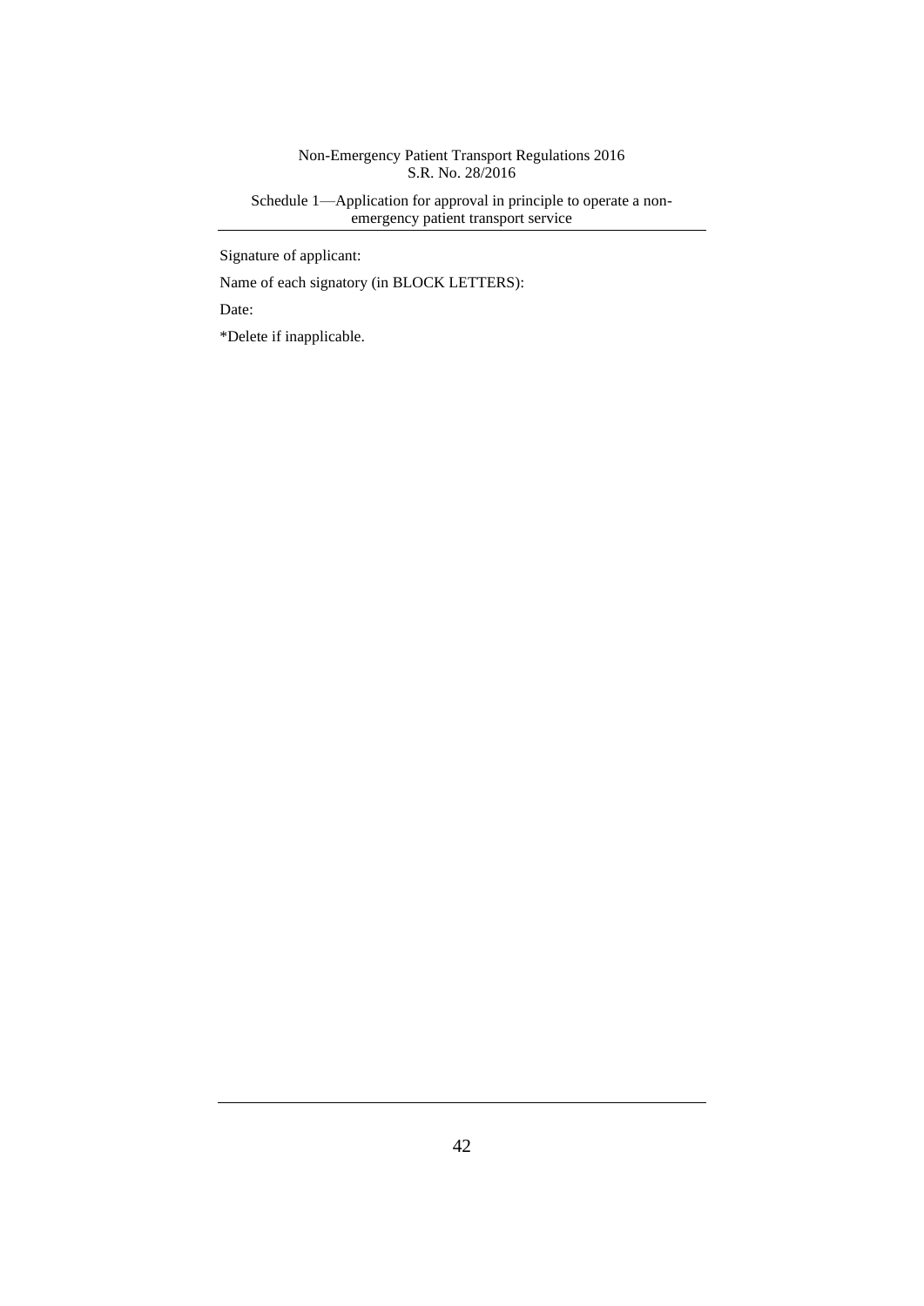Signature of applicant:

Name of each signatory (in BLOCK LETTERS):

Date:

*Delete if inapplicable.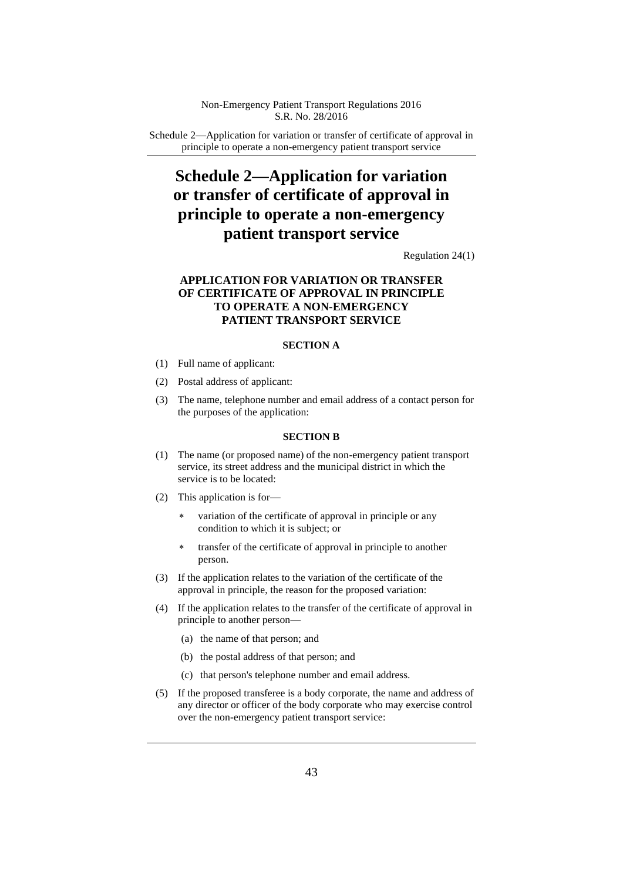# Schedule 2—Application for variation or transfer of certificate of approval in principle to operate a non-emergency patient transport service

Regulation 24(1)

## APPLICATION FOR VARIATION OR TRANSFER OF CERTIFICATE OF APPROVAL IN PRINCIPLE TO OPERATE A NON-EMERGENCY PATIENT TRANSPORT SERVICE

### SECTION A

(1) Full name of applicant:

(2) Postal address of applicant:

(3) The name, telephone number and email address of a contact person for the purposes of the application:

### SECTION B

(1) The name (or proposed name) of the non-emergency patient transport service, its street address and the municipal district in which the service is to be located:

(2) This application is for—

- * variation of the certificate of approval in principle or any condition to which it is subject; or
- * transfer of the certificate of approval in principle to another person.

(3) If the application relates to the variation of the certificate of the approval in principle, the reason for the proposed variation:

(4) If the application relates to the transfer of the certificate of approval in principle to another person—

(a) the name of that person; and

(b) the postal address of that person; and

(c) that person's telephone number and email address.

(5) If the proposed transferee is a body corporate, the name and address of any director or officer of the body corporate who may exercise control over the non-emergency patient transport service: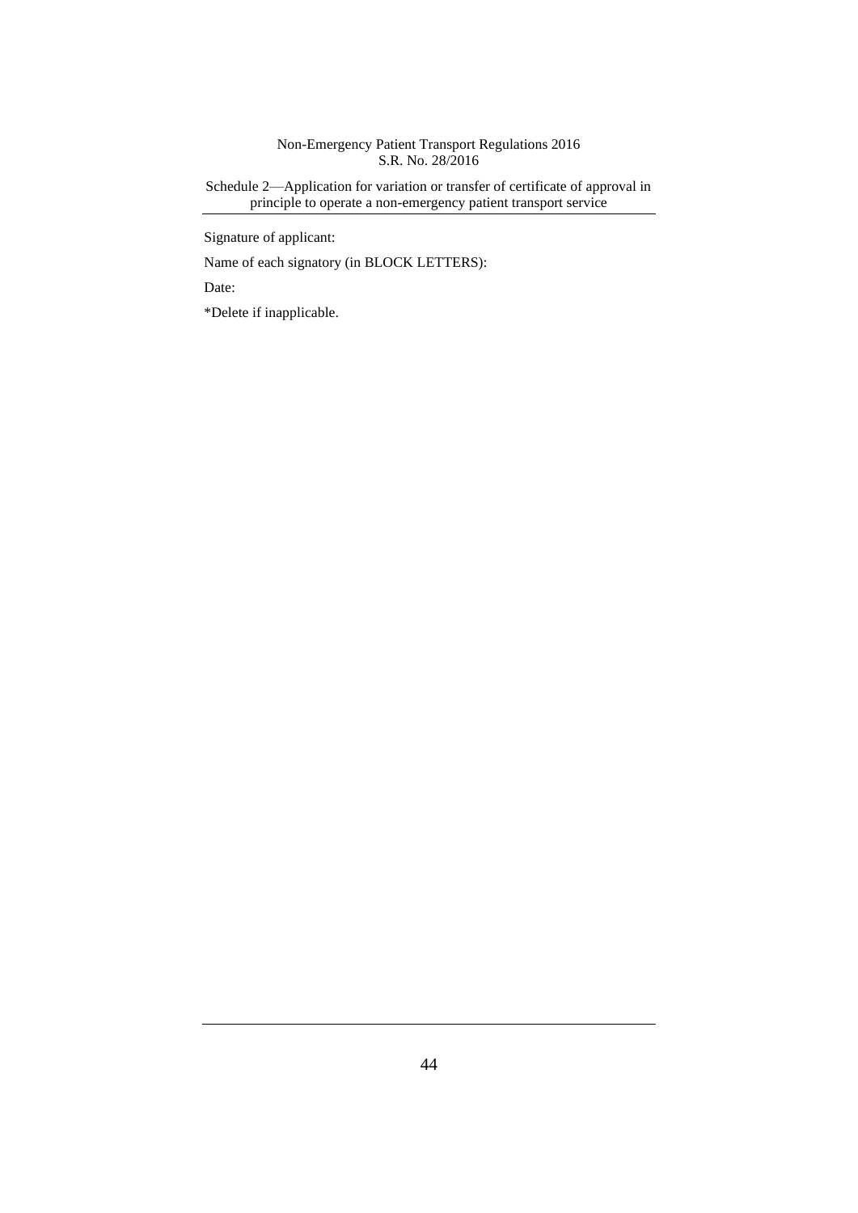Signature of applicant:

Name of each signatory (in BLOCK LETTERS):

Date:

*Delete if inapplicable.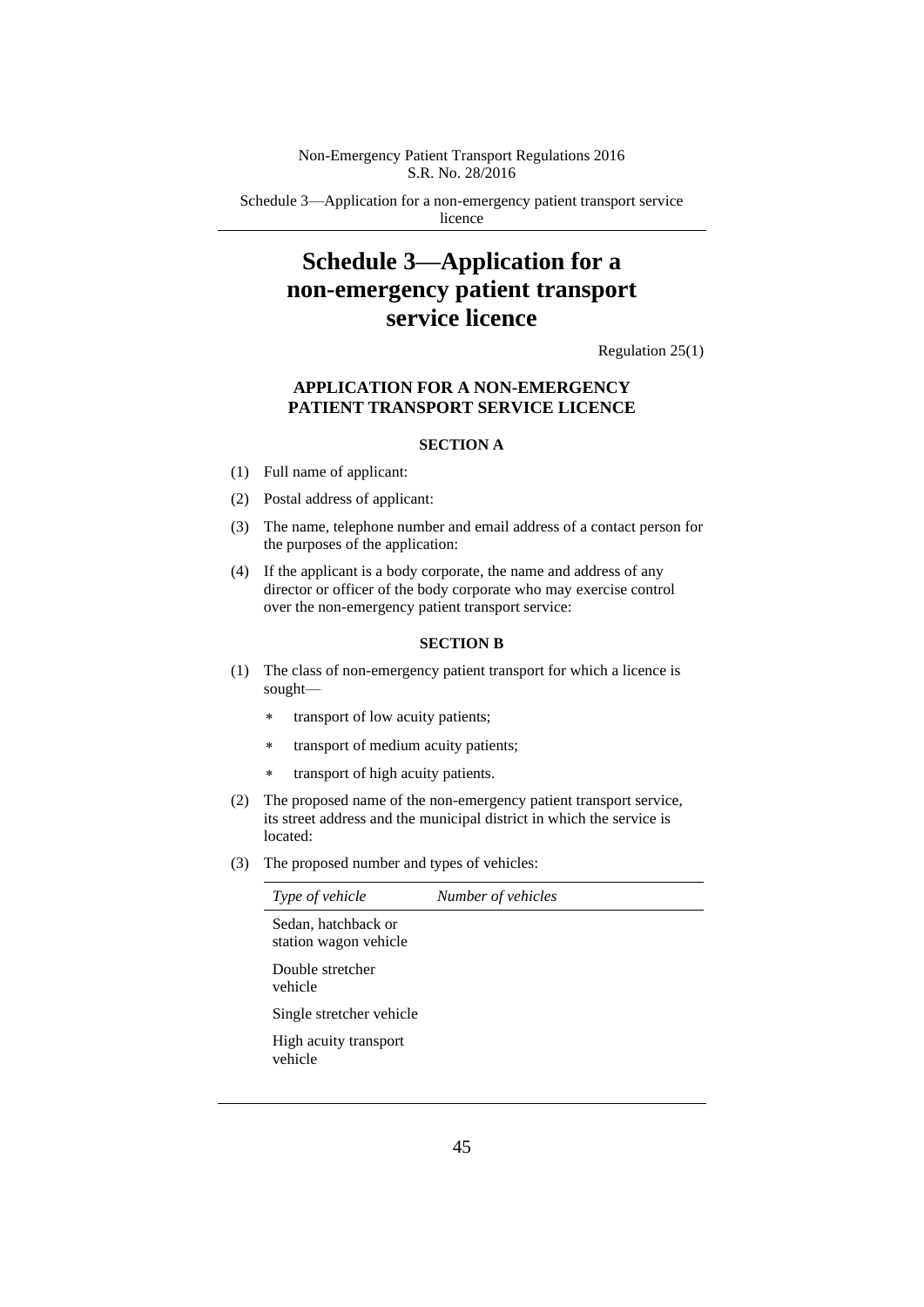# Schedule 3—Application for a non-emergency patient transport service licence

Regulation 25(1)

### APPLICATION FOR A NON-EMERGENCY PATIENT TRANSPORT SERVICE LICENCE

#### SECTION A

(1) Full name of applicant:

(2) Postal address of applicant:

(3) The name, telephone number and email address of a contact person for the purposes of the application:

(4) If the applicant is a body corporate, the name and address of any director or officer of the body corporate who may exercise control over the non-emergency patient transport service:

#### SECTION B

(1) The class of non-emergency patient transport for which a licence is sought—

- transport of low acuity patients;
- transport of medium acuity patients;
- transport of high acuity patients.

(2) The proposed name of the non-emergency patient transport service, its street address and the municipal district in which the service is located:

(3) The proposed number and types of vehicles:

| *Type of vehicle* | *Number of vehicles* |
|---|---|
| Sedan, hatchback or station wagon vehicle | |
| Double stretcher vehicle | |
| Single stretcher vehicle | |
| High acuity transport vehicle | |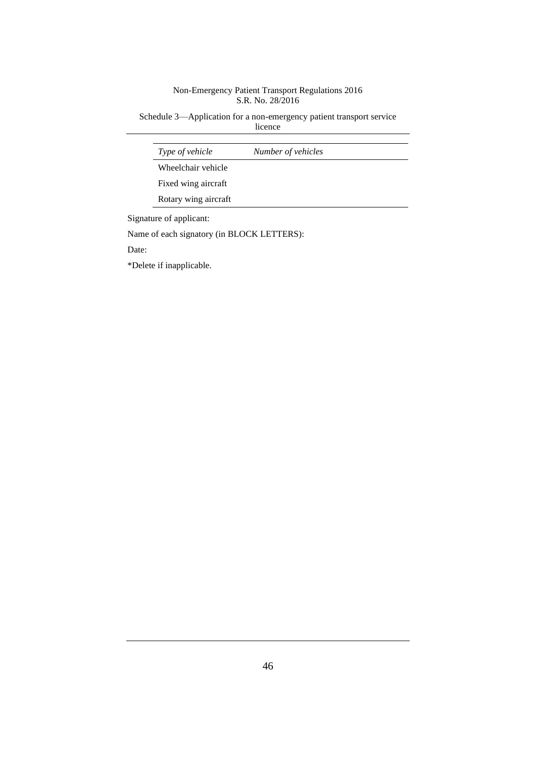| *Type of vehicle* | *Number of vehicles* |
| --- | --- |
| Wheelchair vehicle | |
| Fixed wing aircraft | |
| Rotary wing aircraft | |

Signature of applicant:

Name of each signatory (in BLOCK LETTERS):

Date:

*Delete if inapplicable.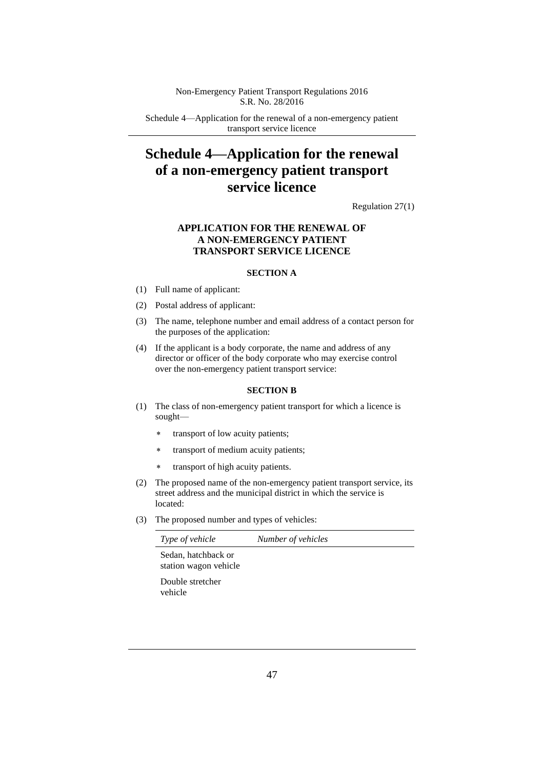# Schedule 4—Application for the renewal of a non-emergency patient transport service licence

Regulation 27(1)

**APPLICATION FOR THE RENEWAL OF A NON-EMERGENCY PATIENT TRANSPORT SERVICE LICENCE**

**SECTION A**

(1) Full name of applicant:

(2) Postal address of applicant:

(3) The name, telephone number and email address of a contact person for the purposes of the application:

(4) If the applicant is a body corporate, the name and address of any director or officer of the body corporate who may exercise control over the non-emergency patient transport service:

**SECTION B**

(1) The class of non-emergency patient transport for which a licence is sought—

- ∗ transport of low acuity patients;
- ∗ transport of medium acuity patients;
- ∗ transport of high acuity patients.

(2) The proposed name of the non-emergency patient transport service, its street address and the municipal district in which the service is located:

(3) The proposed number and types of vehicles:

| *Type of vehicle* | *Number of vehicles* |
|---|---|
| Sedan, hatchback or station wagon vehicle | |
| Double stretcher vehicle | |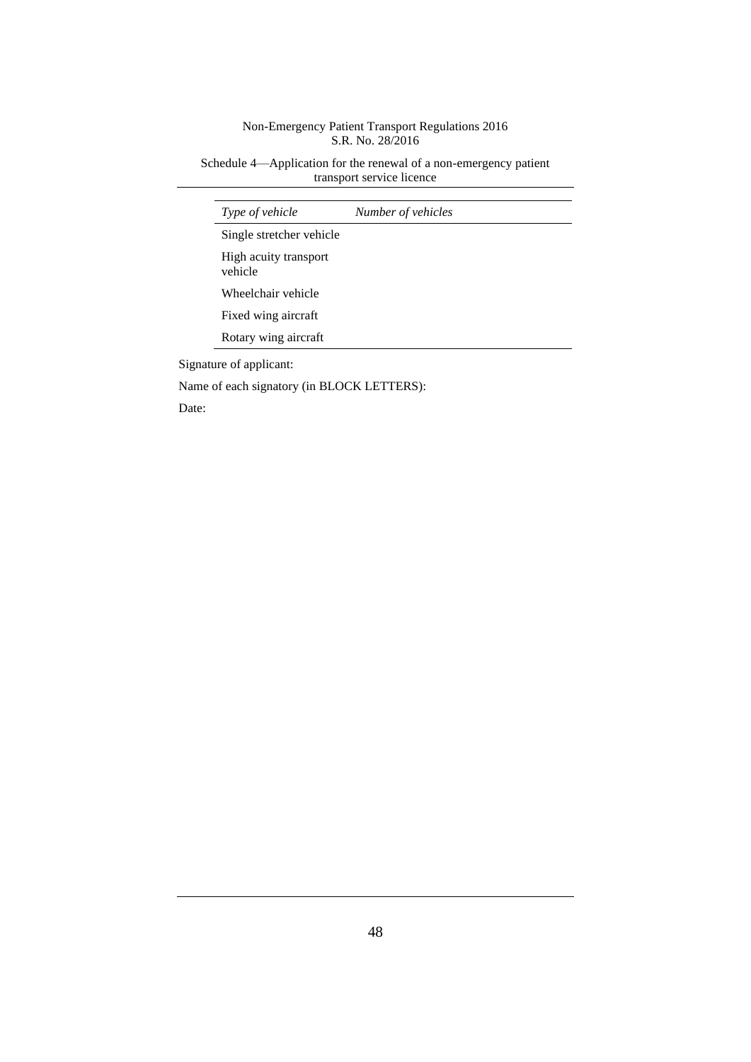| *Type of vehicle* | *Number of vehicles* |
| --- | --- |
| Single stretcher vehicle | |
| High acuity transport vehicle | |
| Wheelchair vehicle | |
| Fixed wing aircraft | |
| Rotary wing aircraft | |

Signature of applicant:

Name of each signatory (in BLOCK LETTERS):

Date: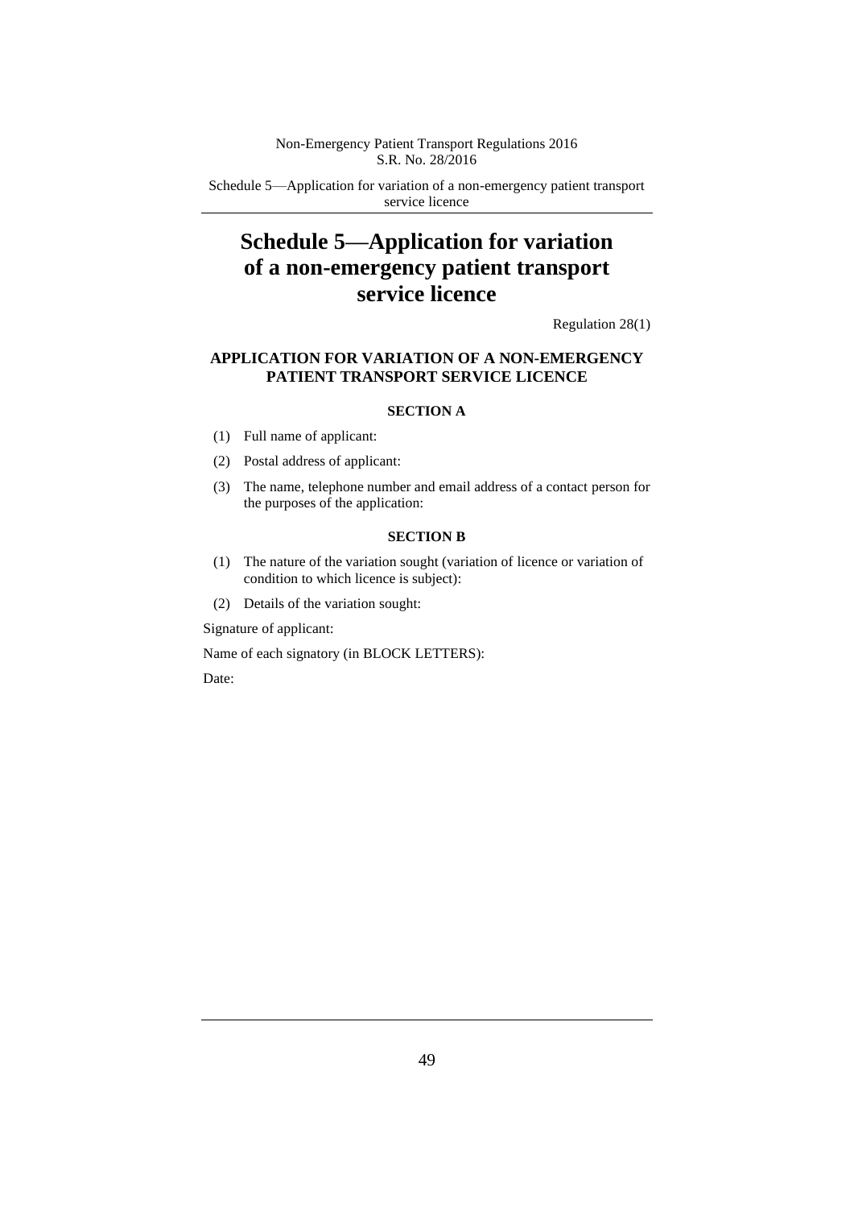# Schedule 5—Application for variation of a non-emergency patient transport service licence

Regulation 28(1)

**APPLICATION FOR VARIATION OF A NON-EMERGENCY PATIENT TRANSPORT SERVICE LICENCE**

**SECTION A**

(1) Full name of applicant:

(2) Postal address of applicant:

(3) The name, telephone number and email address of a contact person for the purposes of the application:

**SECTION B**

(1) The nature of the variation sought (variation of licence or variation of condition to which licence is subject):

(2) Details of the variation sought:

Signature of applicant:

Name of each signatory (in BLOCK LETTERS):

Date: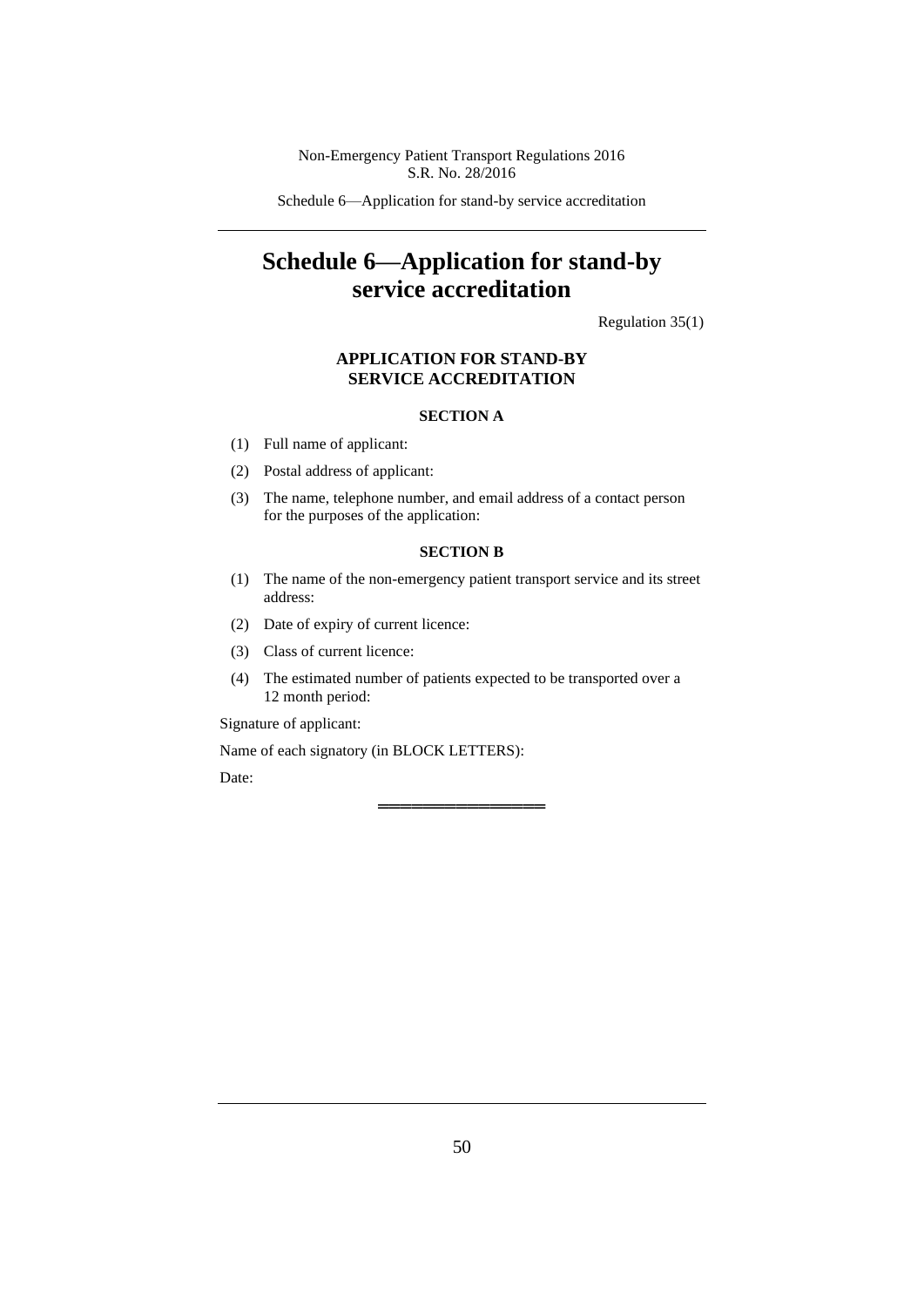# Schedule 6—Application for stand-by service accreditation

Regulation 35(1)

**APPLICATION FOR STAND-BY SERVICE ACCREDITATION**

**SECTION A**

(1) Full name of applicant:

(2) Postal address of applicant:

(3) The name, telephone number, and email address of a contact person for the purposes of the application:

**SECTION B**

(1) The name of the non-emergency patient transport service and its street address:

(2) Date of expiry of current licence:

(3) Class of current licence:

(4) The estimated number of patients expected to be transported over a 12 month period:

Signature of applicant:

Name of each signatory (in BLOCK LETTERS):

Date:

═══════════════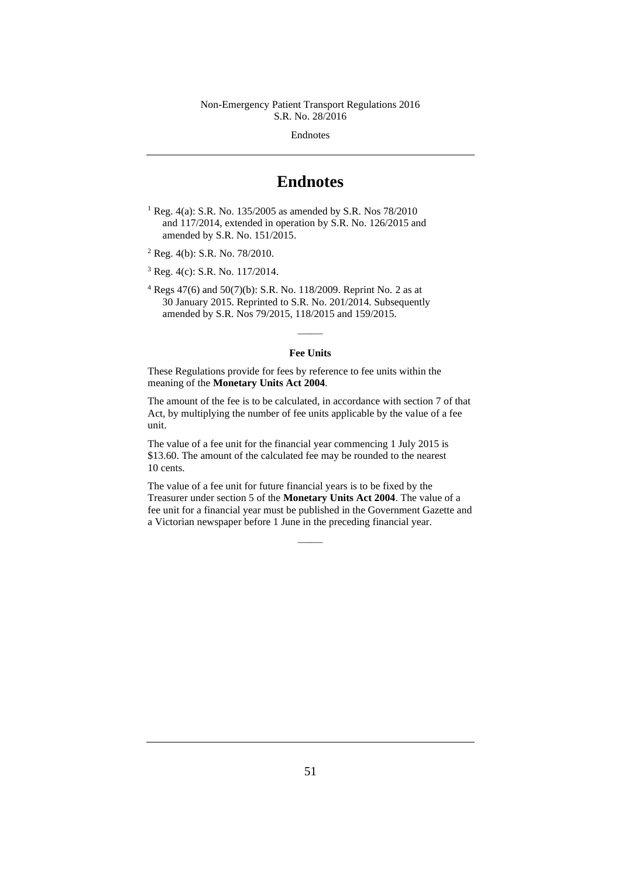# Endnotes

[1] Reg. 4(a): S.R. No. 135/2005 as amended by S.R. Nos 78/2010 and 117/2014, extended in operation by S.R. No. 126/2015 and amended by S.R. No. 151/2015.

[2] Reg. 4(b): S.R. No. 78/2010.

[3] Reg. 4(c): S.R. No. 117/2014.

[4] Regs 47(6) and 50(7)(b): S.R. No. 118/2009. Reprint No. 2 as at 30 January 2015. Reprinted to S.R. No. 201/2014. Subsequently amended by S.R. Nos 79/2015, 118/2015 and 159/2015.

———

**Fee Units**

These Regulations provide for fees by reference to fee units within the meaning of the **Monetary Units Act 2004**.

The amount of the fee is to be calculated, in accordance with section 7 of that Act, by multiplying the number of fee units applicable by the value of a fee unit.

The value of a fee unit for the financial year commencing 1 July 2015 is $13.60. The amount of the calculated fee may be rounded to the nearest 10 cents.

The value of a fee unit for future financial years is to be fixed by the Treasurer under section 5 of the **Monetary Units Act 2004**. The value of a fee unit for a financial year must be published in the Government Gazette and a Victorian newspaper before 1 June in the preceding financial year.

———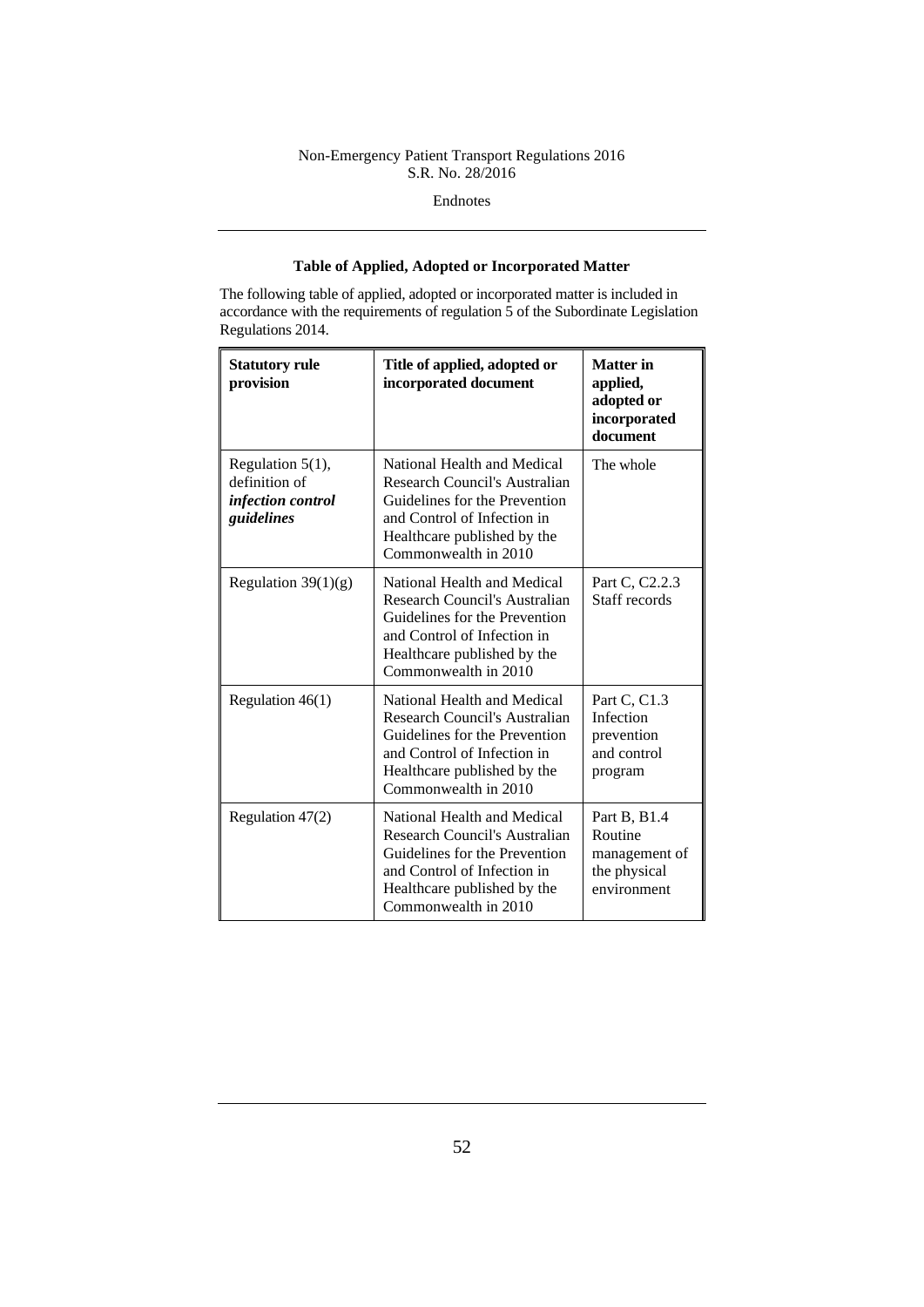## Table of Applied, Adopted or Incorporated Matter

The following table of applied, adopted or incorporated matter is included in accordance with the requirements of regulation 5 of the Subordinate Legislation Regulations 2014.

| **Statutory rule provision** | **Title of applied, adopted or incorporated document** | **Matter in applied, adopted or incorporated document** |
|---|---|---|
| Regulation 5(1), definition of ***infection control guidelines*** | National Health and Medical Research Council's Australian Guidelines for the Prevention and Control of Infection in Healthcare published by the Commonwealth in 2010 | The whole |
| Regulation 39(1)(g) | National Health and Medical Research Council's Australian Guidelines for the Prevention and Control of Infection in Healthcare published by the Commonwealth in 2010 | Part C, C2.2.3 Staff records |
| Regulation 46(1) | National Health and Medical Research Council's Australian Guidelines for the Prevention and Control of Infection in Healthcare published by the Commonwealth in 2010 | Part C, C1.3 Infection prevention and control program |
| Regulation 47(2) | National Health and Medical Research Council's Australian Guidelines for the Prevention and Control of Infection in Healthcare published by the Commonwealth in 2010 | Part B, B1.4 Routine management of the physical environment |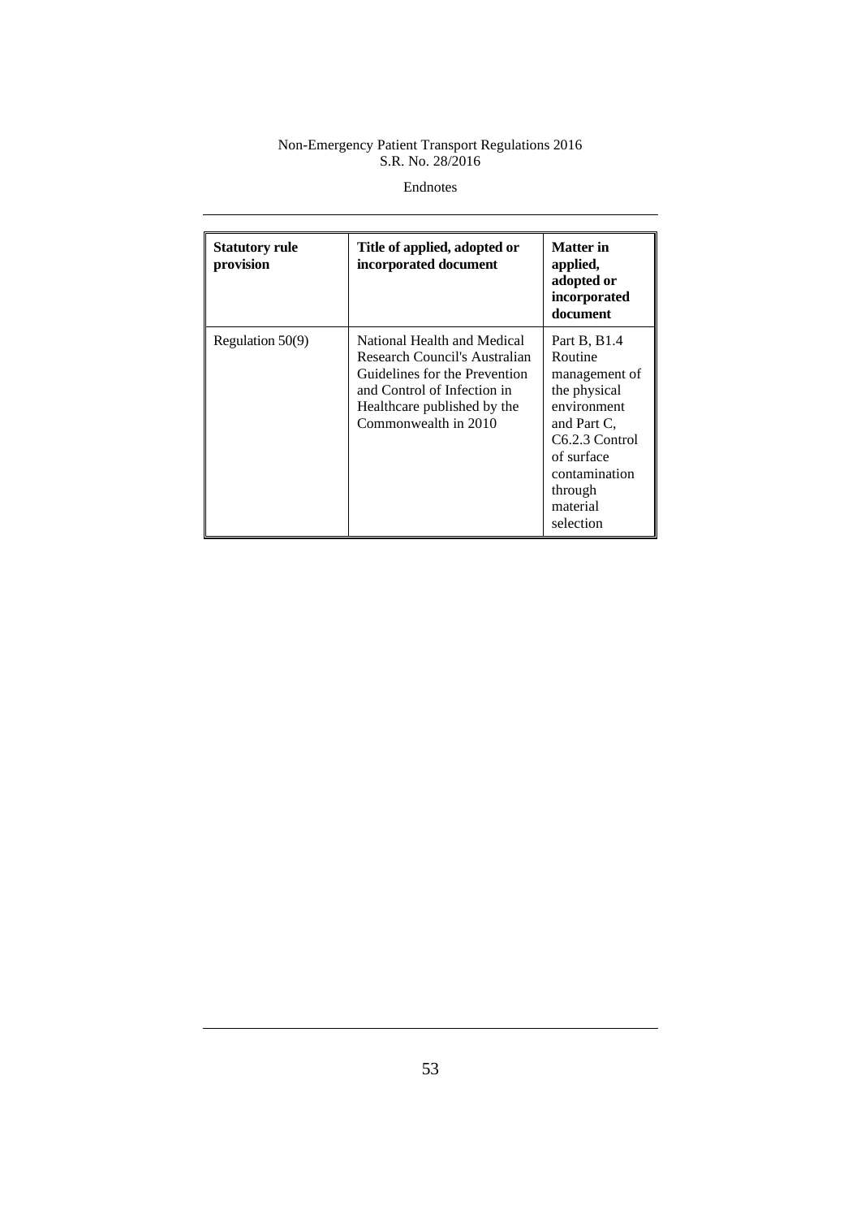| Statutory rule provision | Title of applied, adopted or incorporated document | Matter in applied, adopted or incorporated document |
|---|---|---|
| Regulation 50(9) | National Health and Medical Research Council's Australian Guidelines for the Prevention and Control of Infection in Healthcare published by the Commonwealth in 2010 | Part B, B1.4 Routine management of the physical environment and Part C, C6.2.3 Control of surface contamination through material selection |